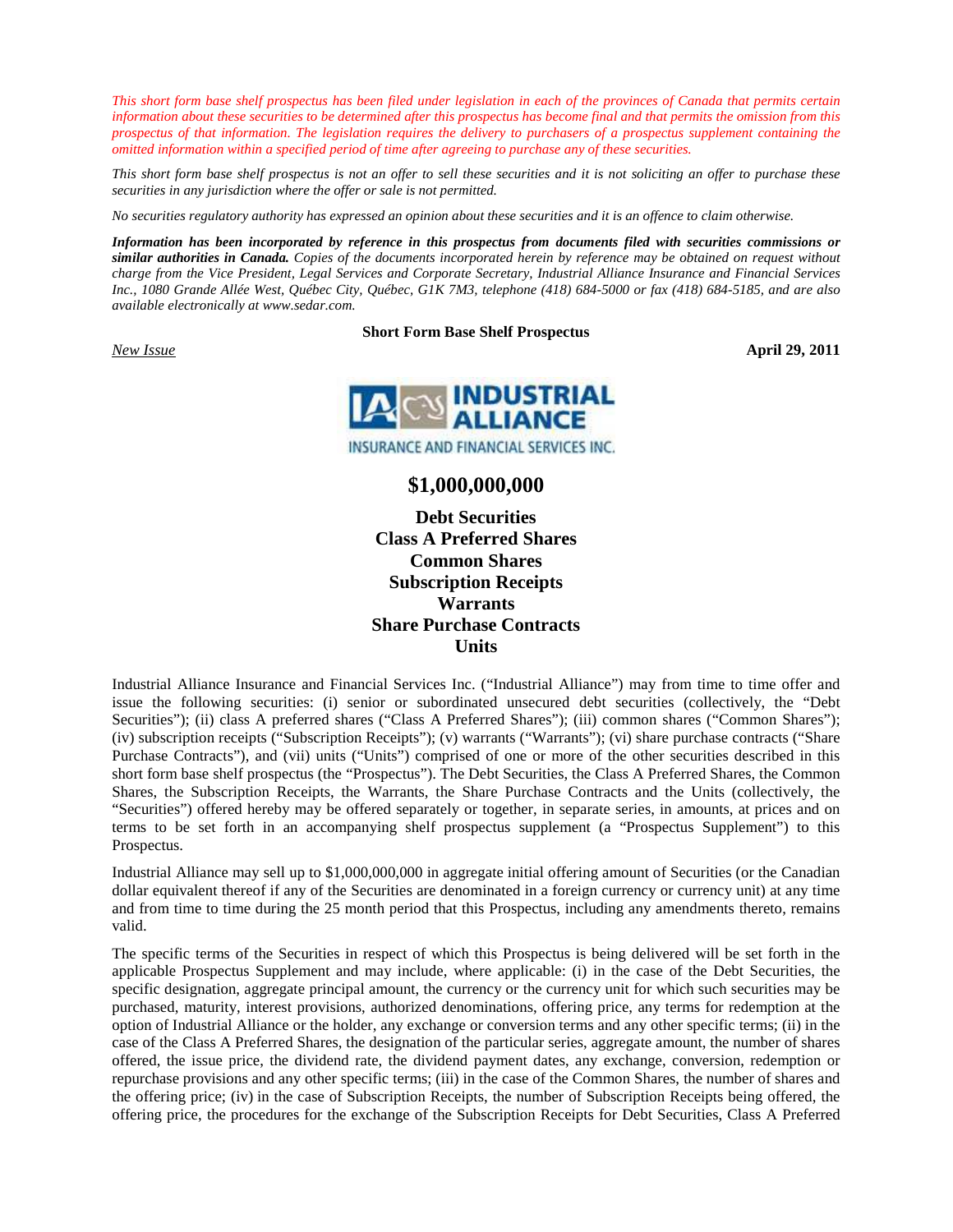*This short form base shelf prospectus has been filed under legislation in each of the provinces of Canada that permits certain information about these securities to be determined after this prospectus has become final and that permits the omission from this prospectus of that information. The legislation requires the delivery to purchasers of a prospectus supplement containing the omitted information within a specified period of time after agreeing to purchase any of these securities.*

*This short form base shelf prospectus is not an offer to sell these securities and it is not soliciting an offer to purchase these securities in any jurisdiction where the offer or sale is not permitted.*

*No securities regulatory authority has expressed an opinion about these securities and it is an offence to claim otherwise.*

***Information has been incorporated by reference in this prospectus from documents filed with securities commissions or similar authorities in Canada.*** *Copies of the documents incorporated herein by reference may be obtained on request without charge from the Vice President, Legal Services and Corporate Secretary, Industrial Alliance Insurance and Financial Services Inc., 1080 Grande Allée West, Québec City, Québec, G1K 7M3, telephone (418) 684-5000 or fax (418) 684-5185, and are also available electronically at www.sedar.com.*

**Short Form Base Shelf Prospectus**

New Issue **April 29, 2011**

INDUSTRIAL ALLIANCE
INSURANCE AND FINANCIAL SERVICES INC.

# $1,000,000,000

## Debt Securities
## Class A Preferred Shares
## Common Shares
## Subscription Receipts
## Warrants
## Share Purchase Contracts
## Units

Industrial Alliance Insurance and Financial Services Inc. ("Industrial Alliance") may from time to time offer and issue the following securities: (i) senior or subordinated unsecured debt securities (collectively, the "Debt Securities"); (ii) class A preferred shares ("Class A Preferred Shares"); (iii) common shares ("Common Shares"); (iv) subscription receipts ("Subscription Receipts"); (v) warrants ("Warrants"); (vi) share purchase contracts ("Share Purchase Contracts"), and (vii) units ("Units") comprised of one or more of the other securities described in this short form base shelf prospectus (the "Prospectus"). The Debt Securities, the Class A Preferred Shares, the Common Shares, the Subscription Receipts, the Warrants, the Share Purchase Contracts and the Units (collectively, the "Securities") offered hereby may be offered separately or together, in separate series, in amounts, at prices and on terms to be set forth in an accompanying shelf prospectus supplement (a "Prospectus Supplement") to this Prospectus.

Industrial Alliance may sell up to $1,000,000,000 in aggregate initial offering amount of Securities (or the Canadian dollar equivalent thereof if any of the Securities are denominated in a foreign currency or currency unit) at any time and from time to time during the 25 month period that this Prospectus, including any amendments thereto, remains valid.

The specific terms of the Securities in respect of which this Prospectus is being delivered will be set forth in the applicable Prospectus Supplement and may include, where applicable: (i) in the case of the Debt Securities, the specific designation, aggregate principal amount, the currency or the currency unit for which such securities may be purchased, maturity, interest provisions, authorized denominations, offering price, any terms for redemption at the option of Industrial Alliance or the holder, any exchange or conversion terms and any other specific terms; (ii) in the case of the Class A Preferred Shares, the designation of the particular series, aggregate amount, the number of shares offered, the issue price, the dividend rate, the dividend payment dates, any exchange, conversion, redemption or repurchase provisions and any other specific terms; (iii) in the case of the Common Shares, the number of shares and the offering price; (iv) in the case of Subscription Receipts, the number of Subscription Receipts being offered, the offering price, the procedures for the exchange of the Subscription Receipts for Debt Securities, Class A Preferred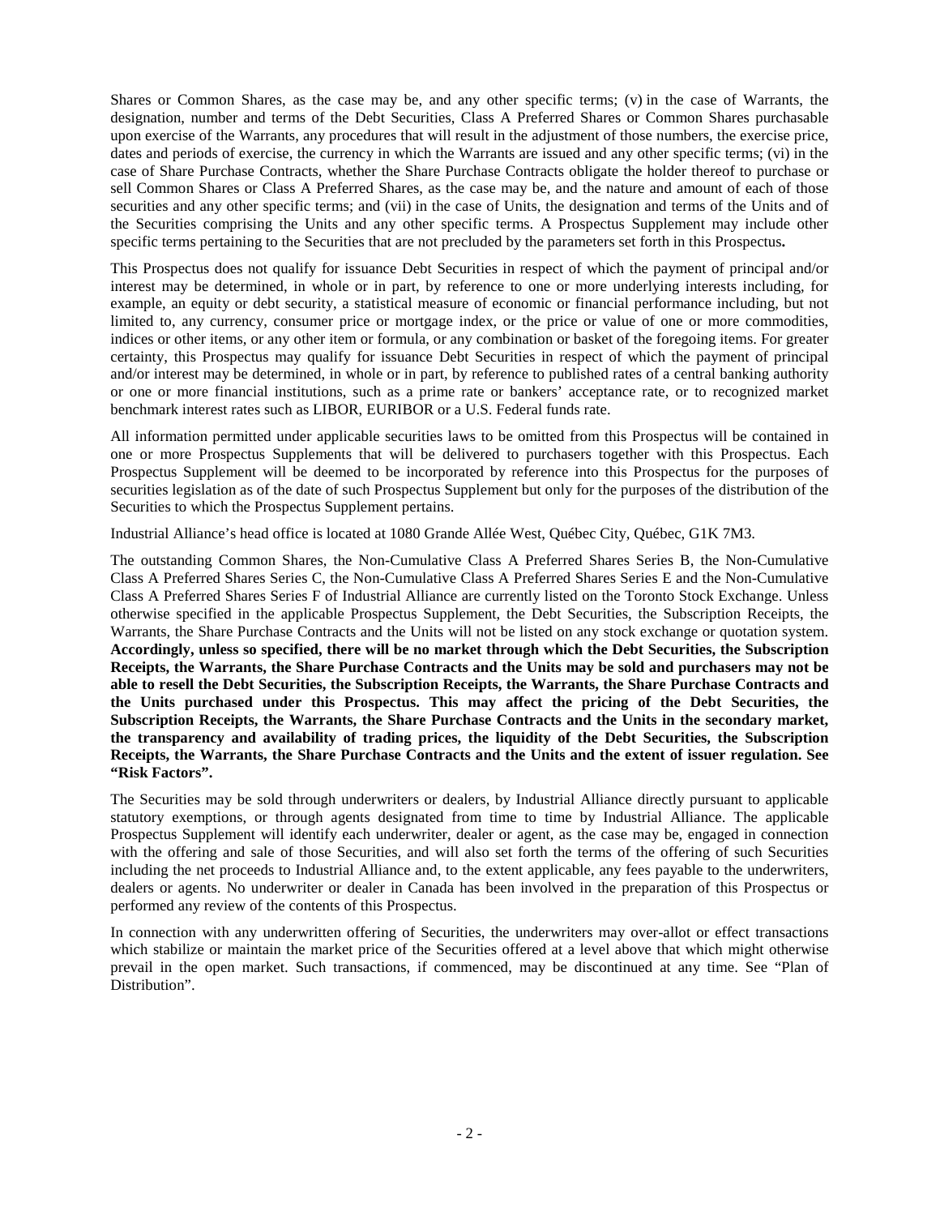Shares or Common Shares, as the case may be, and any other specific terms; (v) in the case of Warrants, the designation, number and terms of the Debt Securities, Class A Preferred Shares or Common Shares purchasable upon exercise of the Warrants, any procedures that will result in the adjustment of those numbers, the exercise price, dates and periods of exercise, the currency in which the Warrants are issued and any other specific terms; (vi) in the case of Share Purchase Contracts, whether the Share Purchase Contracts obligate the holder thereof to purchase or sell Common Shares or Class A Preferred Shares, as the case may be, and the nature and amount of each of those securities and any other specific terms; and (vii) in the case of Units, the designation and terms of the Units and of the Securities comprising the Units and any other specific terms. A Prospectus Supplement may include other specific terms pertaining to the Securities that are not precluded by the parameters set forth in this Prospectus**.**

This Prospectus does not qualify for issuance Debt Securities in respect of which the payment of principal and/or interest may be determined, in whole or in part, by reference to one or more underlying interests including, for example, an equity or debt security, a statistical measure of economic or financial performance including, but not limited to, any currency, consumer price or mortgage index, or the price or value of one or more commodities, indices or other items, or any other item or formula, or any combination or basket of the foregoing items. For greater certainty, this Prospectus may qualify for issuance Debt Securities in respect of which the payment of principal and/or interest may be determined, in whole or in part, by reference to published rates of a central banking authority or one or more financial institutions, such as a prime rate or bankers' acceptance rate, or to recognized market benchmark interest rates such as LIBOR, EURIBOR or a U.S. Federal funds rate.

All information permitted under applicable securities laws to be omitted from this Prospectus will be contained in one or more Prospectus Supplements that will be delivered to purchasers together with this Prospectus. Each Prospectus Supplement will be deemed to be incorporated by reference into this Prospectus for the purposes of securities legislation as of the date of such Prospectus Supplement but only for the purposes of the distribution of the Securities to which the Prospectus Supplement pertains.

Industrial Alliance's head office is located at 1080 Grande Allée West, Québec City, Québec, G1K 7M3.

The outstanding Common Shares, the Non-Cumulative Class A Preferred Shares Series B, the Non-Cumulative Class A Preferred Shares Series C, the Non-Cumulative Class A Preferred Shares Series E and the Non-Cumulative Class A Preferred Shares Series F of Industrial Alliance are currently listed on the Toronto Stock Exchange. Unless otherwise specified in the applicable Prospectus Supplement, the Debt Securities, the Subscription Receipts, the Warrants, the Share Purchase Contracts and the Units will not be listed on any stock exchange or quotation system. **Accordingly, unless so specified, there will be no market through which the Debt Securities, the Subscription Receipts, the Warrants, the Share Purchase Contracts and the Units may be sold and purchasers may not be able to resell the Debt Securities, the Subscription Receipts, the Warrants, the Share Purchase Contracts and the Units purchased under this Prospectus. This may affect the pricing of the Debt Securities, the Subscription Receipts, the Warrants, the Share Purchase Contracts and the Units in the secondary market, the transparency and availability of trading prices, the liquidity of the Debt Securities, the Subscription Receipts, the Warrants, the Share Purchase Contracts and the Units and the extent of issuer regulation. See "Risk Factors".**

The Securities may be sold through underwriters or dealers, by Industrial Alliance directly pursuant to applicable statutory exemptions, or through agents designated from time to time by Industrial Alliance. The applicable Prospectus Supplement will identify each underwriter, dealer or agent, as the case may be, engaged in connection with the offering and sale of those Securities, and will also set forth the terms of the offering of such Securities including the net proceeds to Industrial Alliance and, to the extent applicable, any fees payable to the underwriters, dealers or agents. No underwriter or dealer in Canada has been involved in the preparation of this Prospectus or performed any review of the contents of this Prospectus.

In connection with any underwritten offering of Securities, the underwriters may over-allot or effect transactions which stabilize or maintain the market price of the Securities offered at a level above that which might otherwise prevail in the open market. Such transactions, if commenced, may be discontinued at any time. See "Plan of Distribution".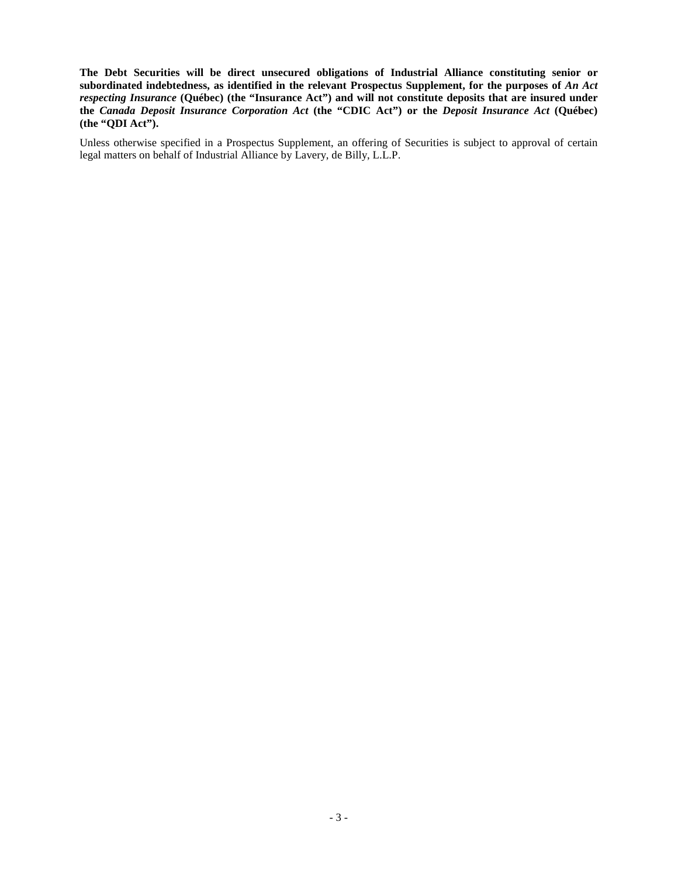**The Debt Securities will be direct unsecured obligations of Industrial Alliance constituting senior or subordinated indebtedness, as identified in the relevant Prospectus Supplement, for the purposes of *An Act respecting Insurance* (Québec) (the "Insurance Act") and will not constitute deposits that are insured under the *Canada Deposit Insurance Corporation Act* (the "CDIC Act") or the *Deposit Insurance Act* (Québec) (the "QDI Act").**

Unless otherwise specified in a Prospectus Supplement, an offering of Securities is subject to approval of certain legal matters on behalf of Industrial Alliance by Lavery, de Billy, L.L.P.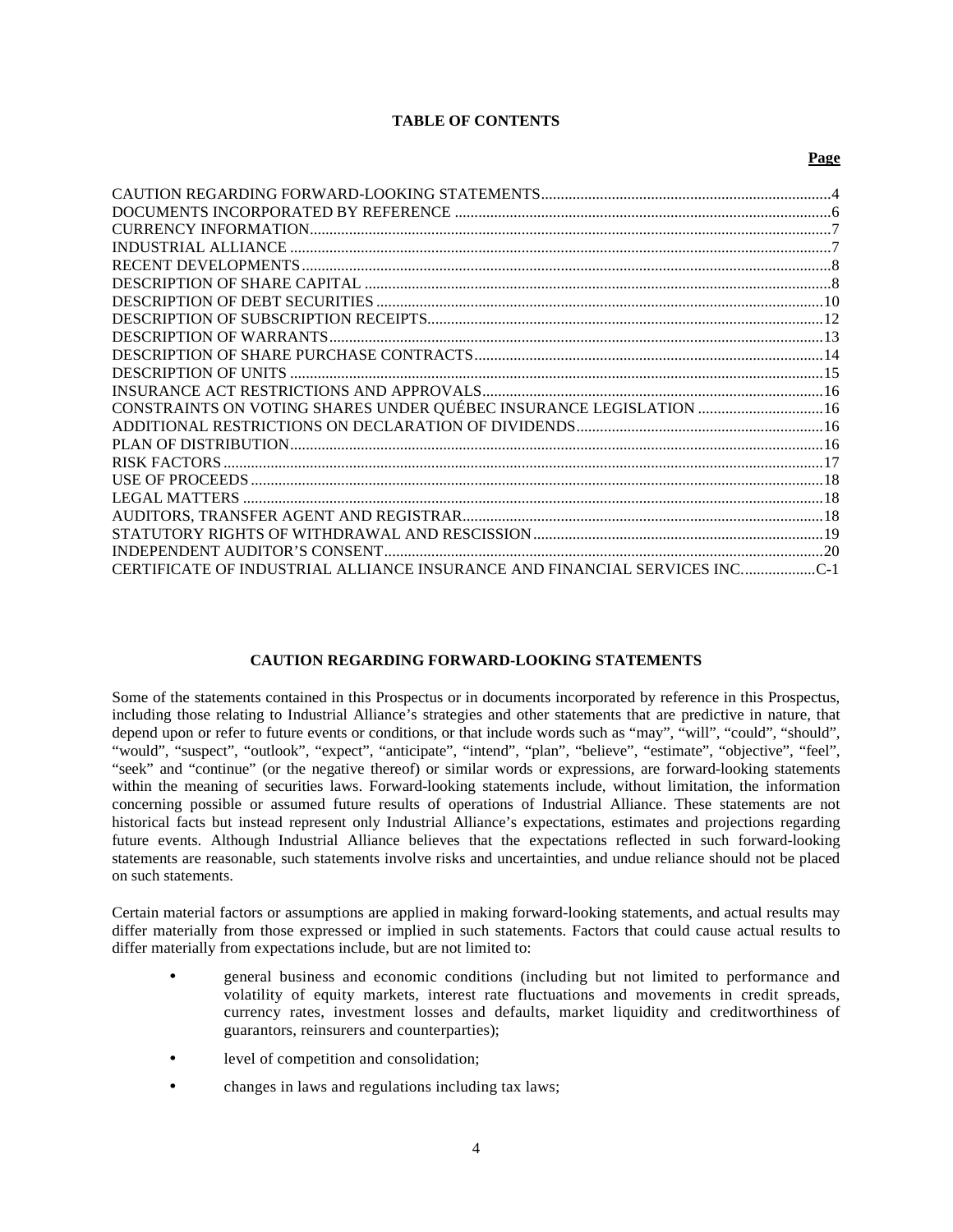# TABLE OF CONTENTS

| | Page |
|---|---|
| CAUTION REGARDING FORWARD-LOOKING STATEMENTS | 4 |
| DOCUMENTS INCORPORATED BY REFERENCE | 6 |
| CURRENCY INFORMATION | 7 |
| INDUSTRIAL ALLIANCE | 7 |
| RECENT DEVELOPMENTS | 8 |
| DESCRIPTION OF SHARE CAPITAL | 8 |
| DESCRIPTION OF DEBT SECURITIES | 10 |
| DESCRIPTION OF SUBSCRIPTION RECEIPTS | 12 |
| DESCRIPTION OF WARRANTS | 13 |
| DESCRIPTION OF SHARE PURCHASE CONTRACTS | 14 |
| DESCRIPTION OF UNITS | 15 |
| INSURANCE ACT RESTRICTIONS AND APPROVALS | 16 |
| CONSTRAINTS ON VOTING SHARES UNDER QUÉBEC INSURANCE LEGISLATION | 16 |
| ADDITIONAL RESTRICTIONS ON DECLARATION OF DIVIDENDS | 16 |
| PLAN OF DISTRIBUTION | 16 |
| RISK FACTORS | 17 |
| USE OF PROCEEDS | 18 |
| LEGAL MATTERS | 18 |
| AUDITORS, TRANSFER AGENT AND REGISTRAR | 18 |
| STATUTORY RIGHTS OF WITHDRAWAL AND RESCISSION | 19 |
| INDEPENDENT AUDITOR'S CONSENT | 20 |
| CERTIFICATE OF INDUSTRIAL ALLIANCE INSURANCE AND FINANCIAL SERVICES INC. | C-1 |

## CAUTION REGARDING FORWARD-LOOKING STATEMENTS

Some of the statements contained in this Prospectus or in documents incorporated by reference in this Prospectus, including those relating to Industrial Alliance's strategies and other statements that are predictive in nature, that depend upon or refer to future events or conditions, or that include words such as "may", "will", "could", "should", "would", "suspect", "outlook", "expect", "anticipate", "intend", "plan", "believe", "estimate", "objective", "feel", "seek" and "continue" (or the negative thereof) or similar words or expressions, are forward-looking statements within the meaning of securities laws. Forward-looking statements include, without limitation, the information concerning possible or assumed future results of operations of Industrial Alliance. These statements are not historical facts but instead represent only Industrial Alliance's expectations, estimates and projections regarding future events. Although Industrial Alliance believes that the expectations reflected in such forward-looking statements are reasonable, such statements involve risks and uncertainties, and undue reliance should not be placed on such statements.

Certain material factors or assumptions are applied in making forward-looking statements, and actual results may differ materially from those expressed or implied in such statements. Factors that could cause actual results to differ materially from expectations include, but are not limited to:

- general business and economic conditions (including but not limited to performance and volatility of equity markets, interest rate fluctuations and movements in credit spreads, currency rates, investment losses and defaults, market liquidity and creditworthiness of guarantors, reinsurers and counterparties);
- level of competition and consolidation;
- changes in laws and regulations including tax laws;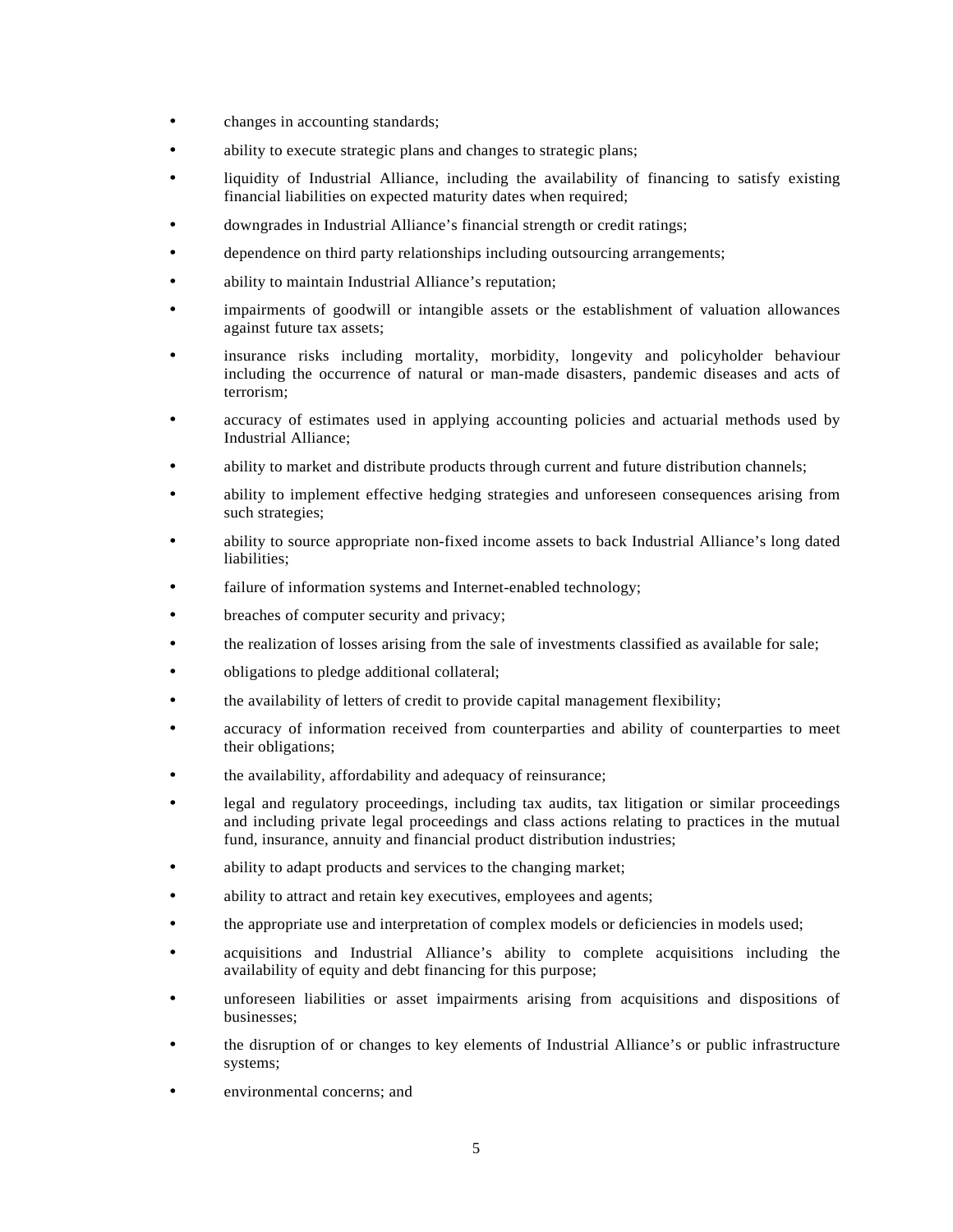- changes in accounting standards;
- ability to execute strategic plans and changes to strategic plans;
- liquidity of Industrial Alliance, including the availability of financing to satisfy existing financial liabilities on expected maturity dates when required;
- downgrades in Industrial Alliance's financial strength or credit ratings;
- dependence on third party relationships including outsourcing arrangements;
- ability to maintain Industrial Alliance's reputation;
- impairments of goodwill or intangible assets or the establishment of valuation allowances against future tax assets;
- insurance risks including mortality, morbidity, longevity and policyholder behaviour including the occurrence of natural or man-made disasters, pandemic diseases and acts of terrorism;
- accuracy of estimates used in applying accounting policies and actuarial methods used by Industrial Alliance;
- ability to market and distribute products through current and future distribution channels;
- ability to implement effective hedging strategies and unforeseen consequences arising from such strategies;
- ability to source appropriate non-fixed income assets to back Industrial Alliance's long dated liabilities;
- failure of information systems and Internet-enabled technology;
- breaches of computer security and privacy;
- the realization of losses arising from the sale of investments classified as available for sale;
- obligations to pledge additional collateral;
- the availability of letters of credit to provide capital management flexibility;
- accuracy of information received from counterparties and ability of counterparties to meet their obligations;
- the availability, affordability and adequacy of reinsurance;
- legal and regulatory proceedings, including tax audits, tax litigation or similar proceedings and including private legal proceedings and class actions relating to practices in the mutual fund, insurance, annuity and financial product distribution industries;
- ability to adapt products and services to the changing market;
- ability to attract and retain key executives, employees and agents;
- the appropriate use and interpretation of complex models or deficiencies in models used;
- acquisitions and Industrial Alliance's ability to complete acquisitions including the availability of equity and debt financing for this purpose;
- unforeseen liabilities or asset impairments arising from acquisitions and dispositions of businesses;
- the disruption of or changes to key elements of Industrial Alliance's or public infrastructure systems;
- environmental concerns; and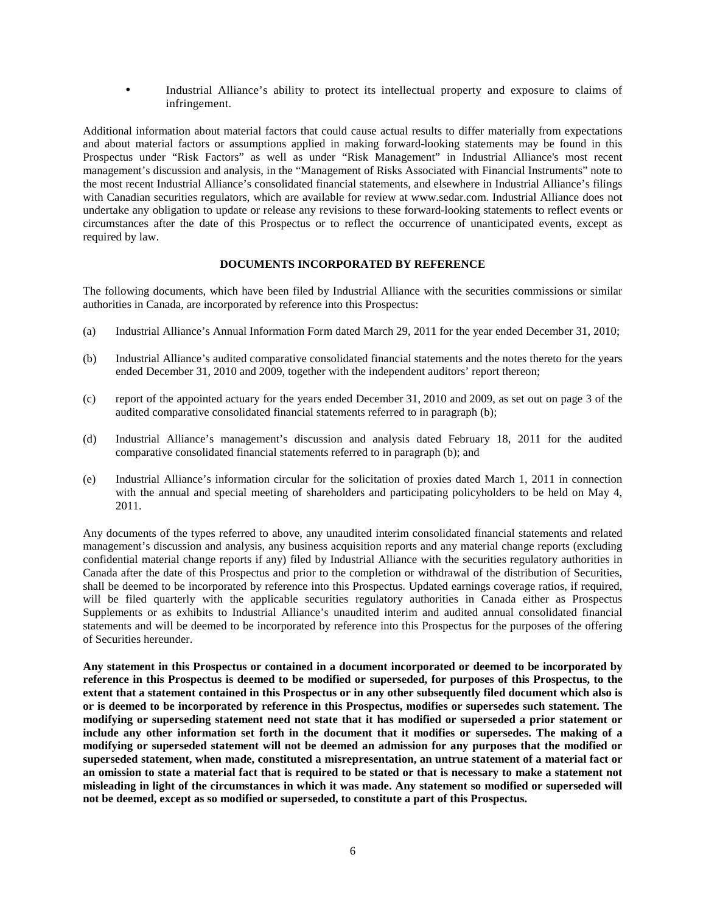- Industrial Alliance's ability to protect its intellectual property and exposure to claims of infringement.

Additional information about material factors that could cause actual results to differ materially from expectations and about material factors or assumptions applied in making forward-looking statements may be found in this Prospectus under "Risk Factors" as well as under "Risk Management" in Industrial Alliance's most recent management's discussion and analysis, in the "Management of Risks Associated with Financial Instruments" note to the most recent Industrial Alliance's consolidated financial statements, and elsewhere in Industrial Alliance's filings with Canadian securities regulators, which are available for review at www.sedar.com. Industrial Alliance does not undertake any obligation to update or release any revisions to these forward-looking statements to reflect events or circumstances after the date of this Prospectus or to reflect the occurrence of unanticipated events, except as required by law.

## DOCUMENTS INCORPORATED BY REFERENCE

The following documents, which have been filed by Industrial Alliance with the securities commissions or similar authorities in Canada, are incorporated by reference into this Prospectus:

(a) Industrial Alliance's Annual Information Form dated March 29, 2011 for the year ended December 31, 2010;

(b) Industrial Alliance's audited comparative consolidated financial statements and the notes thereto for the years ended December 31, 2010 and 2009, together with the independent auditors' report thereon;

(c) report of the appointed actuary for the years ended December 31, 2010 and 2009, as set out on page 3 of the audited comparative consolidated financial statements referred to in paragraph (b);

(d) Industrial Alliance's management's discussion and analysis dated February 18, 2011 for the audited comparative consolidated financial statements referred to in paragraph (b); and

(e) Industrial Alliance's information circular for the solicitation of proxies dated March 1, 2011 in connection with the annual and special meeting of shareholders and participating policyholders to be held on May 4, 2011.

Any documents of the types referred to above, any unaudited interim consolidated financial statements and related management's discussion and analysis, any business acquisition reports and any material change reports (excluding confidential material change reports if any) filed by Industrial Alliance with the securities regulatory authorities in Canada after the date of this Prospectus and prior to the completion or withdrawal of the distribution of Securities, shall be deemed to be incorporated by reference into this Prospectus. Updated earnings coverage ratios, if required, will be filed quarterly with the applicable securities regulatory authorities in Canada either as Prospectus Supplements or as exhibits to Industrial Alliance's unaudited interim and audited annual consolidated financial statements and will be deemed to be incorporated by reference into this Prospectus for the purposes of the offering of Securities hereunder.

**Any statement in this Prospectus or contained in a document incorporated or deemed to be incorporated by reference in this Prospectus is deemed to be modified or superseded, for purposes of this Prospectus, to the extent that a statement contained in this Prospectus or in any other subsequently filed document which also is or is deemed to be incorporated by reference in this Prospectus, modifies or supersedes such statement. The modifying or superseding statement need not state that it has modified or superseded a prior statement or include any other information set forth in the document that it modifies or supersedes. The making of a modifying or superseded statement will not be deemed an admission for any purposes that the modified or superseded statement, when made, constituted a misrepresentation, an untrue statement of a material fact or an omission to state a material fact that is required to be stated or that is necessary to make a statement not misleading in light of the circumstances in which it was made. Any statement so modified or superseded will not be deemed, except as so modified or superseded, to constitute a part of this Prospectus.**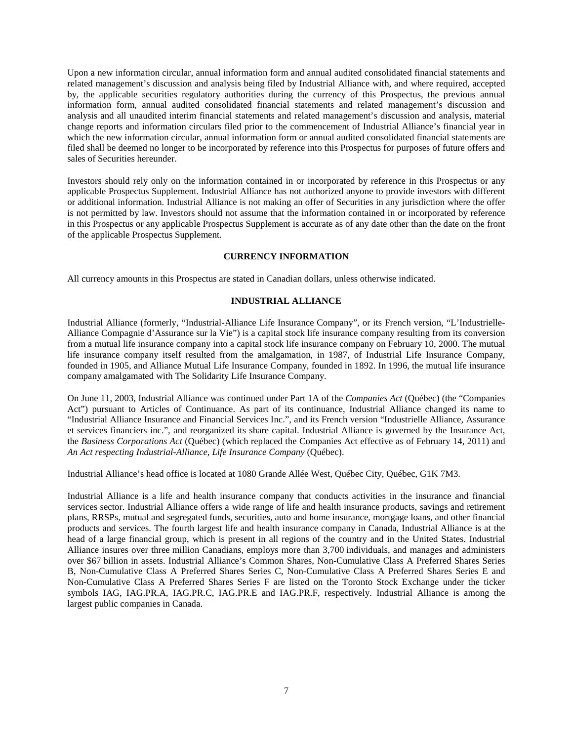Upon a new information circular, annual information form and annual audited consolidated financial statements and related management's discussion and analysis being filed by Industrial Alliance with, and where required, accepted by, the applicable securities regulatory authorities during the currency of this Prospectus, the previous annual information form, annual audited consolidated financial statements and related management's discussion and analysis and all unaudited interim financial statements and related management's discussion and analysis, material change reports and information circulars filed prior to the commencement of Industrial Alliance's financial year in which the new information circular, annual information form or annual audited consolidated financial statements are filed shall be deemed no longer to be incorporated by reference into this Prospectus for purposes of future offers and sales of Securities hereunder.

Investors should rely only on the information contained in or incorporated by reference in this Prospectus or any applicable Prospectus Supplement. Industrial Alliance has not authorized anyone to provide investors with different or additional information. Industrial Alliance is not making an offer of Securities in any jurisdiction where the offer is not permitted by law. Investors should not assume that the information contained in or incorporated by reference in this Prospectus or any applicable Prospectus Supplement is accurate as of any date other than the date on the front of the applicable Prospectus Supplement.

## CURRENCY INFORMATION

All currency amounts in this Prospectus are stated in Canadian dollars, unless otherwise indicated.

## INDUSTRIAL ALLIANCE

Industrial Alliance (formerly, "Industrial-Alliance Life Insurance Company", or its French version, "L'Industrielle-Alliance Compagnie d'Assurance sur la Vie") is a capital stock life insurance company resulting from its conversion from a mutual life insurance company into a capital stock life insurance company on February 10, 2000. The mutual life insurance company itself resulted from the amalgamation, in 1987, of Industrial Life Insurance Company, founded in 1905, and Alliance Mutual Life Insurance Company, founded in 1892. In 1996, the mutual life insurance company amalgamated with The Solidarity Life Insurance Company.

On June 11, 2003, Industrial Alliance was continued under Part 1A of the *Companies Act* (Québec) (the "Companies Act") pursuant to Articles of Continuance. As part of its continuance, Industrial Alliance changed its name to "Industrial Alliance Insurance and Financial Services Inc.", and its French version "Industrielle Alliance, Assurance et services financiers inc.", and reorganized its share capital. Industrial Alliance is governed by the Insurance Act, the *Business Corporations Act* (Québec) (which replaced the Companies Act effective as of February 14, 2011) and *An Act respecting Industrial-Alliance, Life Insurance Company* (Québec).

Industrial Alliance's head office is located at 1080 Grande Allée West, Québec City, Québec, G1K 7M3.

Industrial Alliance is a life and health insurance company that conducts activities in the insurance and financial services sector. Industrial Alliance offers a wide range of life and health insurance products, savings and retirement plans, RRSPs, mutual and segregated funds, securities, auto and home insurance, mortgage loans, and other financial products and services. The fourth largest life and health insurance company in Canada, Industrial Alliance is at the head of a large financial group, which is present in all regions of the country and in the United States. Industrial Alliance insures over three million Canadians, employs more than 3,700 individuals, and manages and administers over $67 billion in assets. Industrial Alliance's Common Shares, Non-Cumulative Class A Preferred Shares Series B, Non-Cumulative Class A Preferred Shares Series C, Non-Cumulative Class A Preferred Shares Series E and Non-Cumulative Class A Preferred Shares Series F are listed on the Toronto Stock Exchange under the ticker symbols IAG, IAG.PR.A, IAG.PR.C, IAG.PR.E and IAG.PR.F, respectively. Industrial Alliance is among the largest public companies in Canada.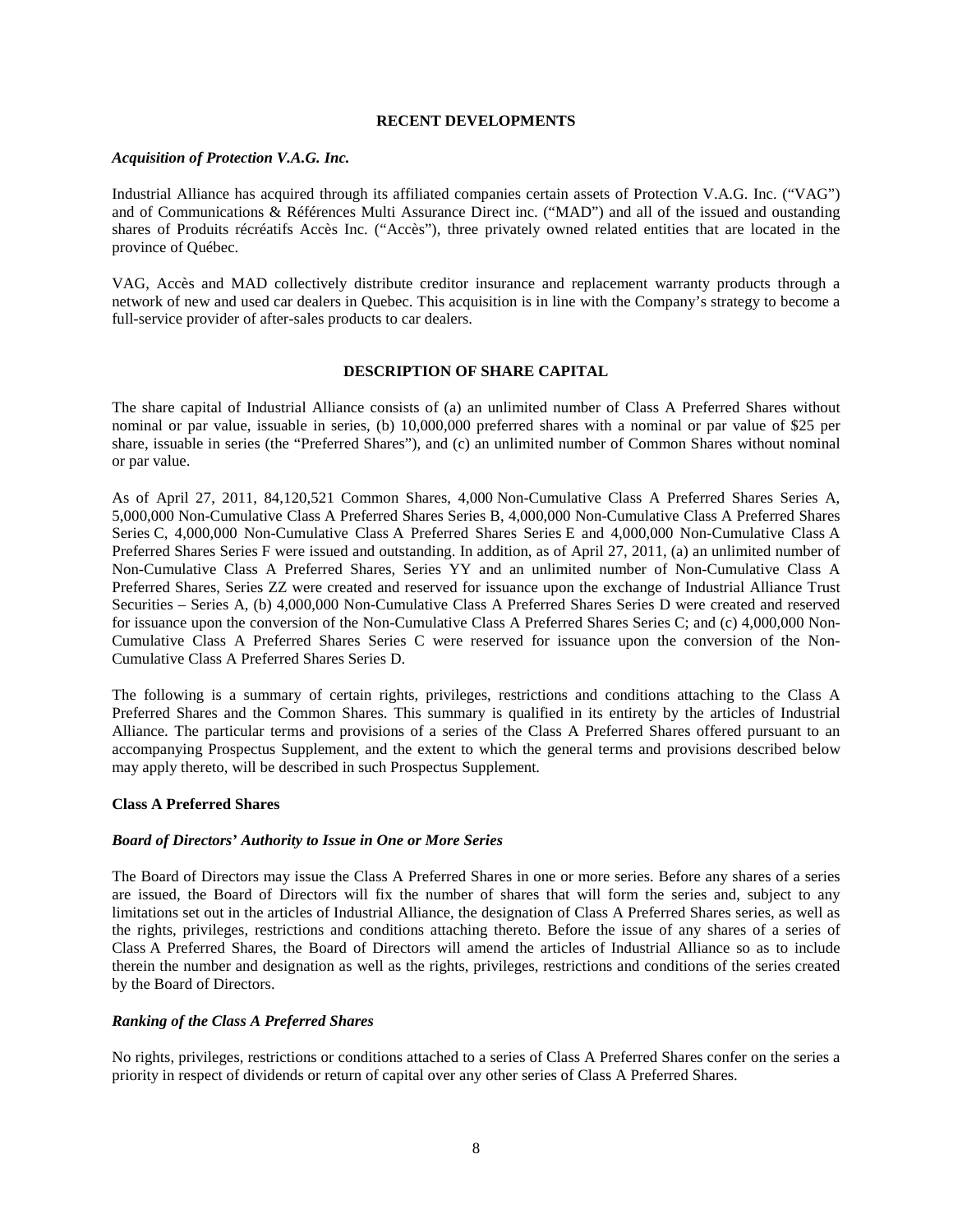## RECENT DEVELOPMENTS

### *Acquisition of Protection V.A.G. Inc.*

Industrial Alliance has acquired through its affiliated companies certain assets of Protection V.A.G. Inc. ("VAG") and of Communications & Références Multi Assurance Direct inc. ("MAD") and all of the issued and oustanding shares of Produits récréatifs Accès Inc. ("Accès"), three privately owned related entities that are located in the province of Québec.

VAG, Accès and MAD collectively distribute creditor insurance and replacement warranty products through a network of new and used car dealers in Quebec. This acquisition is in line with the Company's strategy to become a full-service provider of after-sales products to car dealers.

## DESCRIPTION OF SHARE CAPITAL

The share capital of Industrial Alliance consists of (a) an unlimited number of Class A Preferred Shares without nominal or par value, issuable in series, (b) 10,000,000 preferred shares with a nominal or par value of $25 per share, issuable in series (the "Preferred Shares"), and (c) an unlimited number of Common Shares without nominal or par value.

As of April 27, 2011, 84,120,521 Common Shares, 4,000 Non-Cumulative Class A Preferred Shares Series A, 5,000,000 Non-Cumulative Class A Preferred Shares Series B, 4,000,000 Non-Cumulative Class A Preferred Shares Series C, 4,000,000 Non-Cumulative Class A Preferred Shares Series E and 4,000,000 Non-Cumulative Class A Preferred Shares Series F were issued and outstanding. In addition, as of April 27, 2011, (a) an unlimited number of Non-Cumulative Class A Preferred Shares, Series YY and an unlimited number of Non-Cumulative Class A Preferred Shares, Series ZZ were created and reserved for issuance upon the exchange of Industrial Alliance Trust Securities – Series A, (b) 4,000,000 Non-Cumulative Class A Preferred Shares Series D were created and reserved for issuance upon the conversion of the Non-Cumulative Class A Preferred Shares Series C; and (c) 4,000,000 Non-Cumulative Class A Preferred Shares Series C were reserved for issuance upon the conversion of the Non-Cumulative Class A Preferred Shares Series D.

The following is a summary of certain rights, privileges, restrictions and conditions attaching to the Class A Preferred Shares and the Common Shares. This summary is qualified in its entirety by the articles of Industrial Alliance. The particular terms and provisions of a series of the Class A Preferred Shares offered pursuant to an accompanying Prospectus Supplement, and the extent to which the general terms and provisions described below may apply thereto, will be described in such Prospectus Supplement.

### Class A Preferred Shares

#### *Board of Directors' Authority to Issue in One or More Series*

The Board of Directors may issue the Class A Preferred Shares in one or more series. Before any shares of a series are issued, the Board of Directors will fix the number of shares that will form the series and, subject to any limitations set out in the articles of Industrial Alliance, the designation of Class A Preferred Shares series, as well as the rights, privileges, restrictions and conditions attaching thereto. Before the issue of any shares of a series of Class A Preferred Shares, the Board of Directors will amend the articles of Industrial Alliance so as to include therein the number and designation as well as the rights, privileges, restrictions and conditions of the series created by the Board of Directors.

#### *Ranking of the Class A Preferred Shares*

No rights, privileges, restrictions or conditions attached to a series of Class A Preferred Shares confer on the series a priority in respect of dividends or return of capital over any other series of Class A Preferred Shares.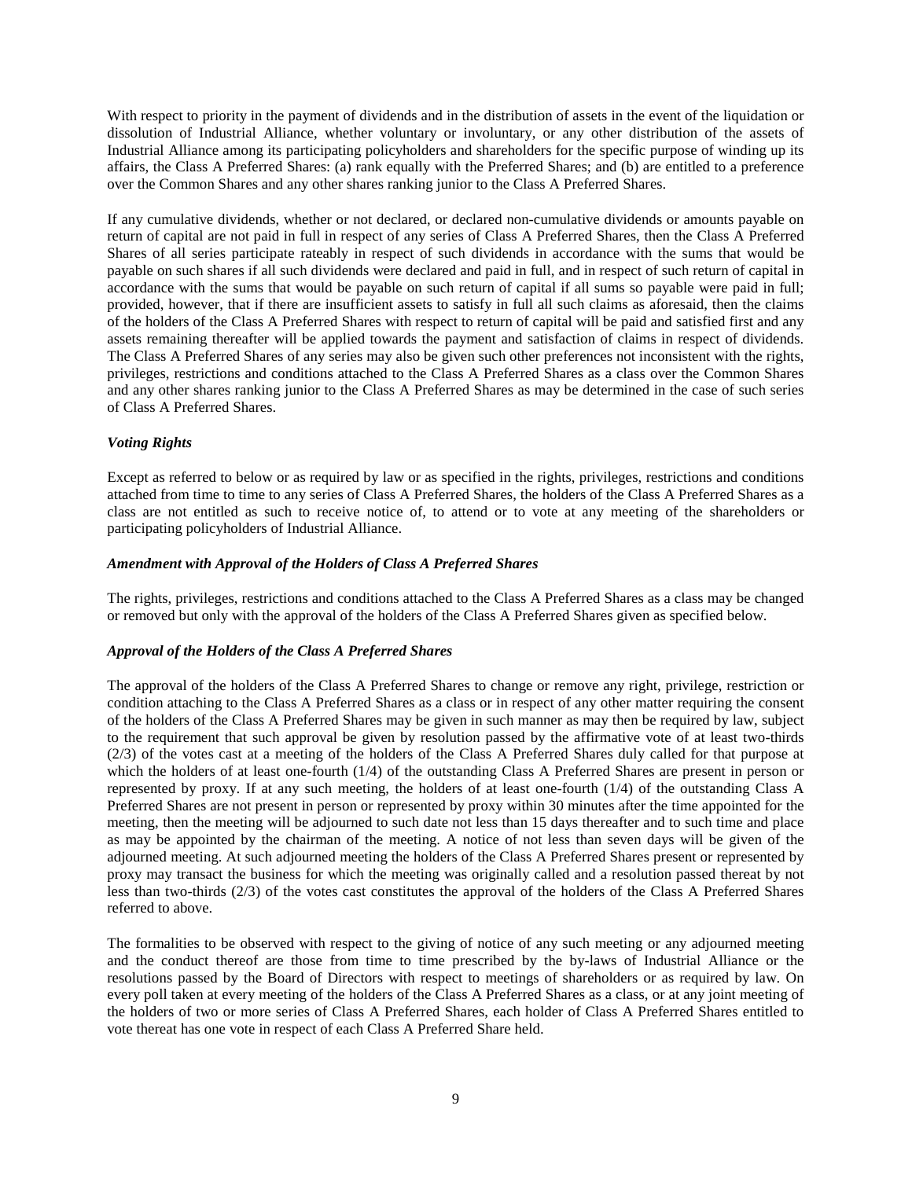With respect to priority in the payment of dividends and in the distribution of assets in the event of the liquidation or dissolution of Industrial Alliance, whether voluntary or involuntary, or any other distribution of the assets of Industrial Alliance among its participating policyholders and shareholders for the specific purpose of winding up its affairs, the Class A Preferred Shares: (a) rank equally with the Preferred Shares; and (b) are entitled to a preference over the Common Shares and any other shares ranking junior to the Class A Preferred Shares.

If any cumulative dividends, whether or not declared, or declared non-cumulative dividends or amounts payable on return of capital are not paid in full in respect of any series of Class A Preferred Shares, then the Class A Preferred Shares of all series participate rateably in respect of such dividends in accordance with the sums that would be payable on such shares if all such dividends were declared and paid in full, and in respect of such return of capital in accordance with the sums that would be payable on such return of capital if all sums so payable were paid in full; provided, however, that if there are insufficient assets to satisfy in full all such claims as aforesaid, then the claims of the holders of the Class A Preferred Shares with respect to return of capital will be paid and satisfied first and any assets remaining thereafter will be applied towards the payment and satisfaction of claims in respect of dividends. The Class A Preferred Shares of any series may also be given such other preferences not inconsistent with the rights, privileges, restrictions and conditions attached to the Class A Preferred Shares as a class over the Common Shares and any other shares ranking junior to the Class A Preferred Shares as may be determined in the case of such series of Class A Preferred Shares.

***Voting Rights***

Except as referred to below or as required by law or as specified in the rights, privileges, restrictions and conditions attached from time to time to any series of Class A Preferred Shares, the holders of the Class A Preferred Shares as a class are not entitled as such to receive notice of, to attend or to vote at any meeting of the shareholders or participating policyholders of Industrial Alliance.

***Amendment with Approval of the Holders of Class A Preferred Shares***

The rights, privileges, restrictions and conditions attached to the Class A Preferred Shares as a class may be changed or removed but only with the approval of the holders of the Class A Preferred Shares given as specified below.

***Approval of the Holders of the Class A Preferred Shares***

The approval of the holders of the Class A Preferred Shares to change or remove any right, privilege, restriction or condition attaching to the Class A Preferred Shares as a class or in respect of any other matter requiring the consent of the holders of the Class A Preferred Shares may be given in such manner as may then be required by law, subject to the requirement that such approval be given by resolution passed by the affirmative vote of at least two-thirds (2/3) of the votes cast at a meeting of the holders of the Class A Preferred Shares duly called for that purpose at which the holders of at least one-fourth (1/4) of the outstanding Class A Preferred Shares are present in person or represented by proxy. If at any such meeting, the holders of at least one-fourth (1/4) of the outstanding Class A Preferred Shares are not present in person or represented by proxy within 30 minutes after the time appointed for the meeting, then the meeting will be adjourned to such date not less than 15 days thereafter and to such time and place as may be appointed by the chairman of the meeting. A notice of not less than seven days will be given of the adjourned meeting. At such adjourned meeting the holders of the Class A Preferred Shares present or represented by proxy may transact the business for which the meeting was originally called and a resolution passed thereat by not less than two-thirds (2/3) of the votes cast constitutes the approval of the holders of the Class A Preferred Shares referred to above.

The formalities to be observed with respect to the giving of notice of any such meeting or any adjourned meeting and the conduct thereof are those from time to time prescribed by the by-laws of Industrial Alliance or the resolutions passed by the Board of Directors with respect to meetings of shareholders or as required by law. On every poll taken at every meeting of the holders of the Class A Preferred Shares as a class, or at any joint meeting of the holders of two or more series of Class A Preferred Shares, each holder of Class A Preferred Shares entitled to vote thereat has one vote in respect of each Class A Preferred Share held.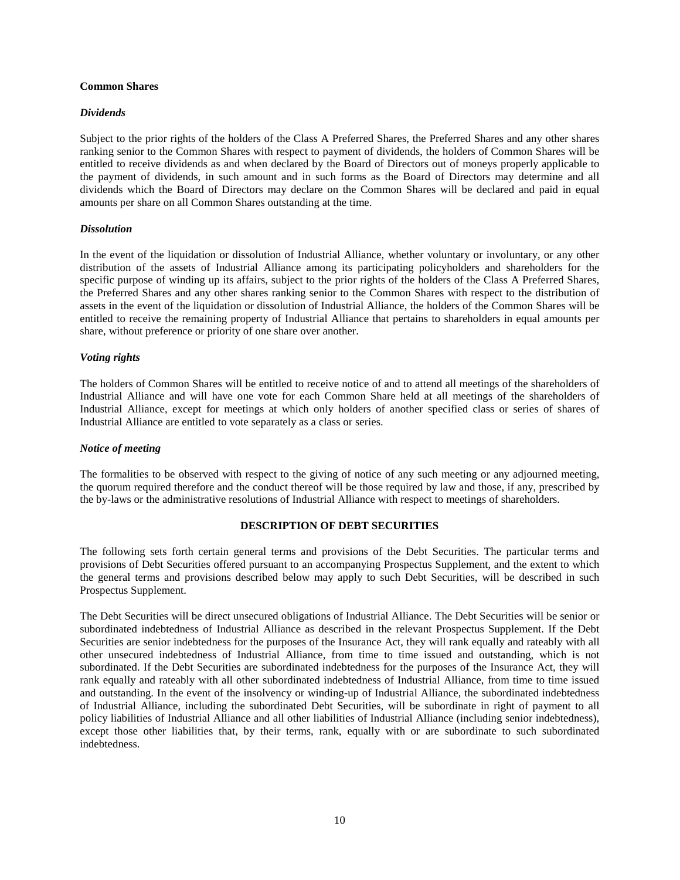**Common Shares**

***Dividends***

Subject to the prior rights of the holders of the Class A Preferred Shares, the Preferred Shares and any other shares ranking senior to the Common Shares with respect to payment of dividends, the holders of Common Shares will be entitled to receive dividends as and when declared by the Board of Directors out of moneys properly applicable to the payment of dividends, in such amount and in such forms as the Board of Directors may determine and all dividends which the Board of Directors may declare on the Common Shares will be declared and paid in equal amounts per share on all Common Shares outstanding at the time.

***Dissolution***

In the event of the liquidation or dissolution of Industrial Alliance, whether voluntary or involuntary, or any other distribution of the assets of Industrial Alliance among its participating policyholders and shareholders for the specific purpose of winding up its affairs, subject to the prior rights of the holders of the Class A Preferred Shares, the Preferred Shares and any other shares ranking senior to the Common Shares with respect to the distribution of assets in the event of the liquidation or dissolution of Industrial Alliance, the holders of the Common Shares will be entitled to receive the remaining property of Industrial Alliance that pertains to shareholders in equal amounts per share, without preference or priority of one share over another.

***Voting rights***

The holders of Common Shares will be entitled to receive notice of and to attend all meetings of the shareholders of Industrial Alliance and will have one vote for each Common Share held at all meetings of the shareholders of Industrial Alliance, except for meetings at which only holders of another specified class or series of shares of Industrial Alliance are entitled to vote separately as a class or series.

***Notice of meeting***

The formalities to be observed with respect to the giving of notice of any such meeting or any adjourned meeting, the quorum required therefore and the conduct thereof will be those required by law and those, if any, prescribed by the by-laws or the administrative resolutions of Industrial Alliance with respect to meetings of shareholders.

## DESCRIPTION OF DEBT SECURITIES

The following sets forth certain general terms and provisions of the Debt Securities. The particular terms and provisions of Debt Securities offered pursuant to an accompanying Prospectus Supplement, and the extent to which the general terms and provisions described below may apply to such Debt Securities, will be described in such Prospectus Supplement.

The Debt Securities will be direct unsecured obligations of Industrial Alliance. The Debt Securities will be senior or subordinated indebtedness of Industrial Alliance as described in the relevant Prospectus Supplement. If the Debt Securities are senior indebtedness for the purposes of the Insurance Act, they will rank equally and rateably with all other unsecured indebtedness of Industrial Alliance, from time to time issued and outstanding, which is not subordinated. If the Debt Securities are subordinated indebtedness for the purposes of the Insurance Act, they will rank equally and rateably with all other subordinated indebtedness of Industrial Alliance, from time to time issued and outstanding. In the event of the insolvency or winding-up of Industrial Alliance, the subordinated indebtedness of Industrial Alliance, including the subordinated Debt Securities, will be subordinate in right of payment to all policy liabilities of Industrial Alliance and all other liabilities of Industrial Alliance (including senior indebtedness), except those other liabilities that, by their terms, rank, equally with or are subordinate to such subordinated indebtedness.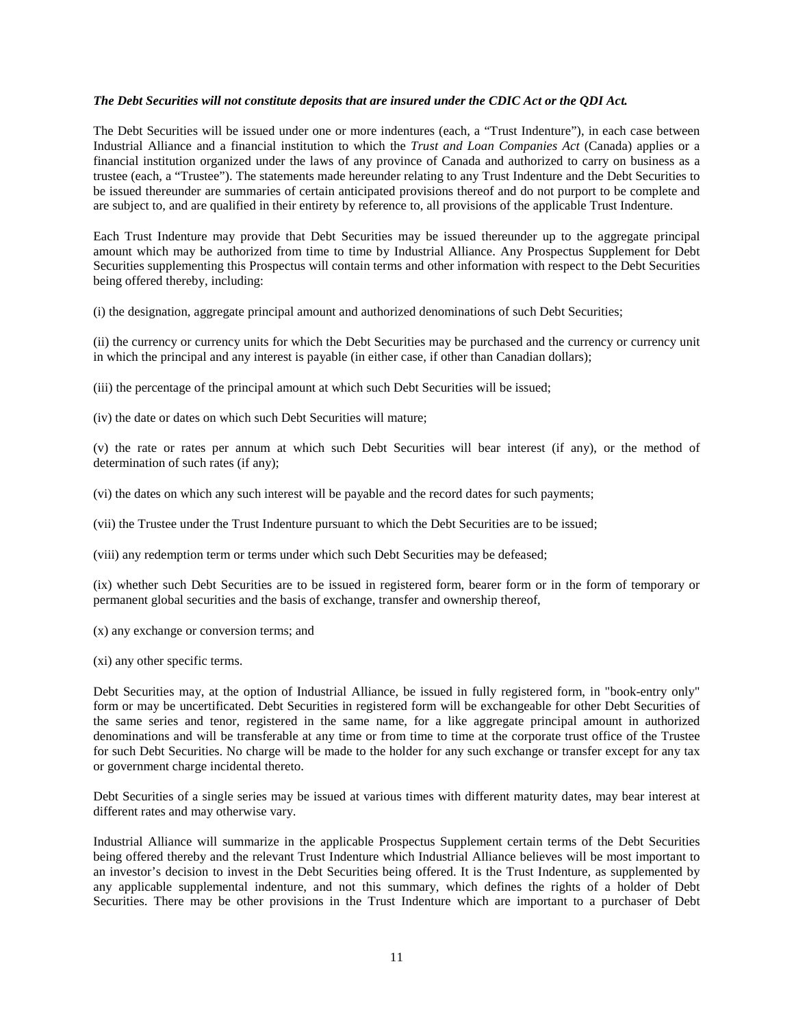***The Debt Securities will not constitute deposits that are insured under the CDIC Act or the QDI Act.***

The Debt Securities will be issued under one or more indentures (each, a "Trust Indenture"), in each case between Industrial Alliance and a financial institution to which the *Trust and Loan Companies Act* (Canada) applies or a financial institution organized under the laws of any province of Canada and authorized to carry on business as a trustee (each, a "Trustee"). The statements made hereunder relating to any Trust Indenture and the Debt Securities to be issued thereunder are summaries of certain anticipated provisions thereof and do not purport to be complete and are subject to, and are qualified in their entirety by reference to, all provisions of the applicable Trust Indenture.

Each Trust Indenture may provide that Debt Securities may be issued thereunder up to the aggregate principal amount which may be authorized from time to time by Industrial Alliance. Any Prospectus Supplement for Debt Securities supplementing this Prospectus will contain terms and other information with respect to the Debt Securities being offered thereby, including:

(i) the designation, aggregate principal amount and authorized denominations of such Debt Securities;

(ii) the currency or currency units for which the Debt Securities may be purchased and the currency or currency unit in which the principal and any interest is payable (in either case, if other than Canadian dollars);

(iii) the percentage of the principal amount at which such Debt Securities will be issued;

(iv) the date or dates on which such Debt Securities will mature;

(v) the rate or rates per annum at which such Debt Securities will bear interest (if any), or the method of determination of such rates (if any);

(vi) the dates on which any such interest will be payable and the record dates for such payments;

(vii) the Trustee under the Trust Indenture pursuant to which the Debt Securities are to be issued;

(viii) any redemption term or terms under which such Debt Securities may be defeased;

(ix) whether such Debt Securities are to be issued in registered form, bearer form or in the form of temporary or permanent global securities and the basis of exchange, transfer and ownership thereof,

(x) any exchange or conversion terms; and

(xi) any other specific terms.

Debt Securities may, at the option of Industrial Alliance, be issued in fully registered form, in "book-entry only" form or may be uncertificated. Debt Securities in registered form will be exchangeable for other Debt Securities of the same series and tenor, registered in the same name, for a like aggregate principal amount in authorized denominations and will be transferable at any time or from time to time at the corporate trust office of the Trustee for such Debt Securities. No charge will be made to the holder for any such exchange or transfer except for any tax or government charge incidental thereto.

Debt Securities of a single series may be issued at various times with different maturity dates, may bear interest at different rates and may otherwise vary.

Industrial Alliance will summarize in the applicable Prospectus Supplement certain terms of the Debt Securities being offered thereby and the relevant Trust Indenture which Industrial Alliance believes will be most important to an investor's decision to invest in the Debt Securities being offered. It is the Trust Indenture, as supplemented by any applicable supplemental indenture, and not this summary, which defines the rights of a holder of Debt Securities. There may be other provisions in the Trust Indenture which are important to a purchaser of Debt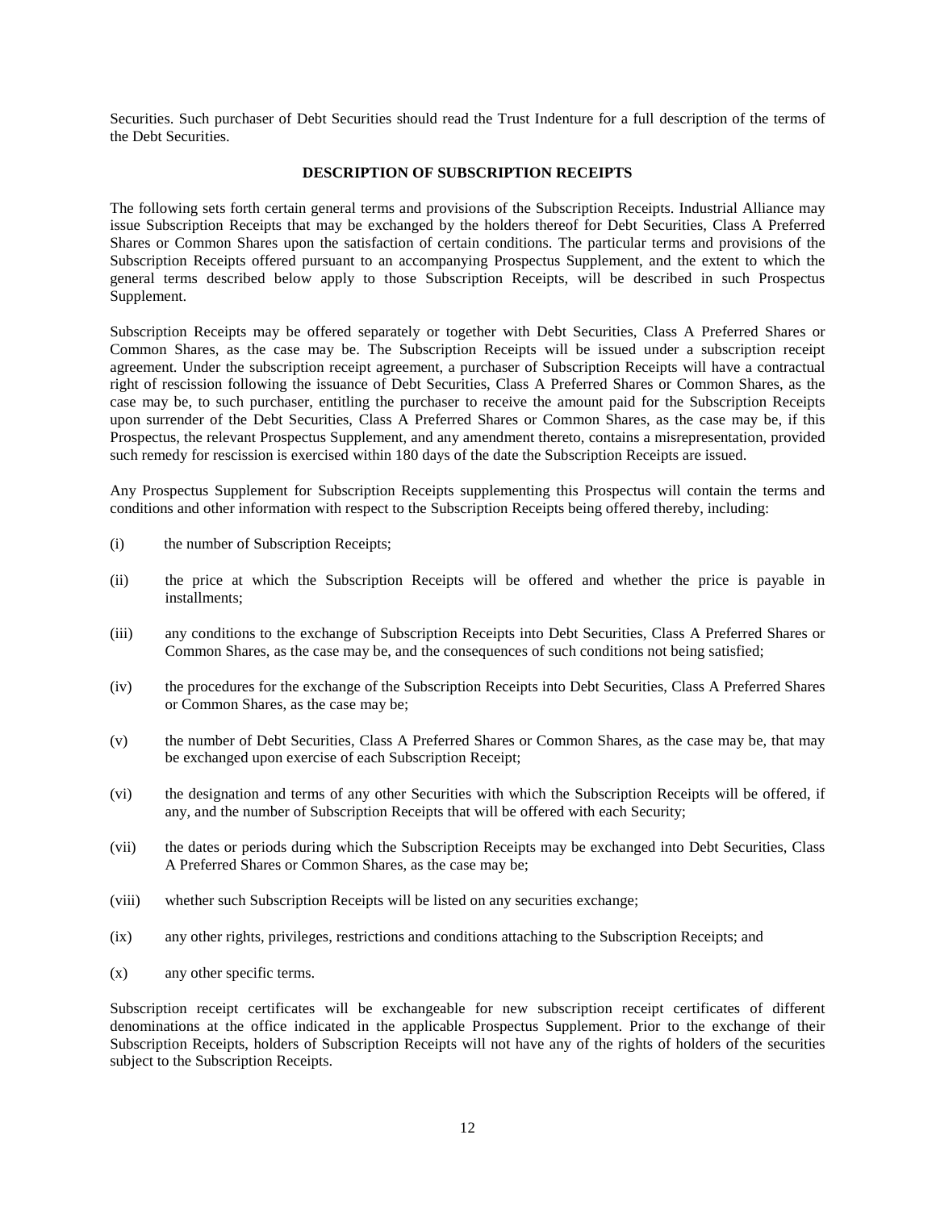Securities. Such purchaser of Debt Securities should read the Trust Indenture for a full description of the terms of the Debt Securities.

## DESCRIPTION OF SUBSCRIPTION RECEIPTS

The following sets forth certain general terms and provisions of the Subscription Receipts. Industrial Alliance may issue Subscription Receipts that may be exchanged by the holders thereof for Debt Securities, Class A Preferred Shares or Common Shares upon the satisfaction of certain conditions. The particular terms and provisions of the Subscription Receipts offered pursuant to an accompanying Prospectus Supplement, and the extent to which the general terms described below apply to those Subscription Receipts, will be described in such Prospectus Supplement.

Subscription Receipts may be offered separately or together with Debt Securities, Class A Preferred Shares or Common Shares, as the case may be. The Subscription Receipts will be issued under a subscription receipt agreement. Under the subscription receipt agreement, a purchaser of Subscription Receipts will have a contractual right of rescission following the issuance of Debt Securities, Class A Preferred Shares or Common Shares, as the case may be, to such purchaser, entitling the purchaser to receive the amount paid for the Subscription Receipts upon surrender of the Debt Securities, Class A Preferred Shares or Common Shares, as the case may be, if this Prospectus, the relevant Prospectus Supplement, and any amendment thereto, contains a misrepresentation, provided such remedy for rescission is exercised within 180 days of the date the Subscription Receipts are issued.

Any Prospectus Supplement for Subscription Receipts supplementing this Prospectus will contain the terms and conditions and other information with respect to the Subscription Receipts being offered thereby, including:

(i) the number of Subscription Receipts;

(ii) the price at which the Subscription Receipts will be offered and whether the price is payable in installments;

(iii) any conditions to the exchange of Subscription Receipts into Debt Securities, Class A Preferred Shares or Common Shares, as the case may be, and the consequences of such conditions not being satisfied;

(iv) the procedures for the exchange of the Subscription Receipts into Debt Securities, Class A Preferred Shares or Common Shares, as the case may be;

(v) the number of Debt Securities, Class A Preferred Shares or Common Shares, as the case may be, that may be exchanged upon exercise of each Subscription Receipt;

(vi) the designation and terms of any other Securities with which the Subscription Receipts will be offered, if any, and the number of Subscription Receipts that will be offered with each Security;

(vii) the dates or periods during which the Subscription Receipts may be exchanged into Debt Securities, Class A Preferred Shares or Common Shares, as the case may be;

(viii) whether such Subscription Receipts will be listed on any securities exchange;

(ix) any other rights, privileges, restrictions and conditions attaching to the Subscription Receipts; and

(x) any other specific terms.

Subscription receipt certificates will be exchangeable for new subscription receipt certificates of different denominations at the office indicated in the applicable Prospectus Supplement. Prior to the exchange of their Subscription Receipts, holders of Subscription Receipts will not have any of the rights of holders of the securities subject to the Subscription Receipts.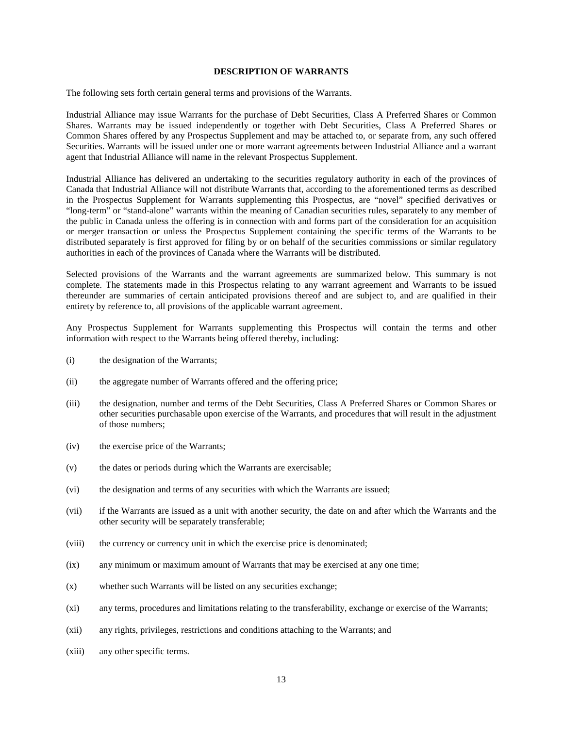## DESCRIPTION OF WARRANTS

The following sets forth certain general terms and provisions of the Warrants.

Industrial Alliance may issue Warrants for the purchase of Debt Securities, Class A Preferred Shares or Common Shares. Warrants may be issued independently or together with Debt Securities, Class A Preferred Shares or Common Shares offered by any Prospectus Supplement and may be attached to, or separate from, any such offered Securities. Warrants will be issued under one or more warrant agreements between Industrial Alliance and a warrant agent that Industrial Alliance will name in the relevant Prospectus Supplement.

Industrial Alliance has delivered an undertaking to the securities regulatory authority in each of the provinces of Canada that Industrial Alliance will not distribute Warrants that, according to the aforementioned terms as described in the Prospectus Supplement for Warrants supplementing this Prospectus, are "novel" specified derivatives or "long-term" or "stand-alone" warrants within the meaning of Canadian securities rules, separately to any member of the public in Canada unless the offering is in connection with and forms part of the consideration for an acquisition or merger transaction or unless the Prospectus Supplement containing the specific terms of the Warrants to be distributed separately is first approved for filing by or on behalf of the securities commissions or similar regulatory authorities in each of the provinces of Canada where the Warrants will be distributed.

Selected provisions of the Warrants and the warrant agreements are summarized below. This summary is not complete. The statements made in this Prospectus relating to any warrant agreement and Warrants to be issued thereunder are summaries of certain anticipated provisions thereof and are subject to, and are qualified in their entirety by reference to, all provisions of the applicable warrant agreement.

Any Prospectus Supplement for Warrants supplementing this Prospectus will contain the terms and other information with respect to the Warrants being offered thereby, including:

(i) the designation of the Warrants;

(ii) the aggregate number of Warrants offered and the offering price;

(iii) the designation, number and terms of the Debt Securities, Class A Preferred Shares or Common Shares or other securities purchasable upon exercise of the Warrants, and procedures that will result in the adjustment of those numbers;

(iv) the exercise price of the Warrants;

(v) the dates or periods during which the Warrants are exercisable;

(vi) the designation and terms of any securities with which the Warrants are issued;

(vii) if the Warrants are issued as a unit with another security, the date on and after which the Warrants and the other security will be separately transferable;

(viii) the currency or currency unit in which the exercise price is denominated;

(ix) any minimum or maximum amount of Warrants that may be exercised at any one time;

(x) whether such Warrants will be listed on any securities exchange;

(xi) any terms, procedures and limitations relating to the transferability, exchange or exercise of the Warrants;

(xii) any rights, privileges, restrictions and conditions attaching to the Warrants; and

(xiii) any other specific terms.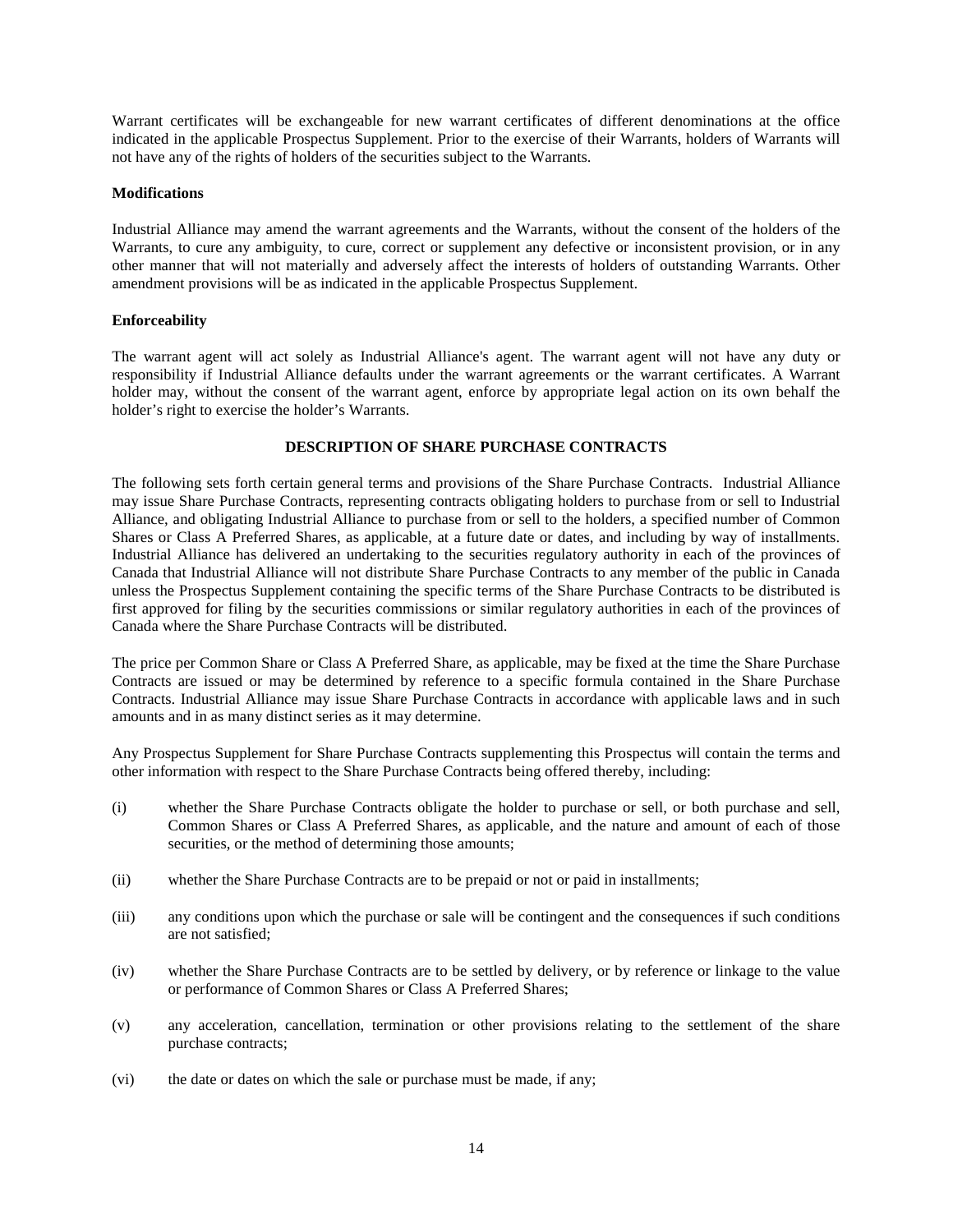Warrant certificates will be exchangeable for new warrant certificates of different denominations at the office indicated in the applicable Prospectus Supplement. Prior to the exercise of their Warrants, holders of Warrants will not have any of the rights of holders of the securities subject to the Warrants.

**Modifications**

Industrial Alliance may amend the warrant agreements and the Warrants, without the consent of the holders of the Warrants, to cure any ambiguity, to cure, correct or supplement any defective or inconsistent provision, or in any other manner that will not materially and adversely affect the interests of holders of outstanding Warrants. Other amendment provisions will be as indicated in the applicable Prospectus Supplement.

**Enforceability**

The warrant agent will act solely as Industrial Alliance's agent. The warrant agent will not have any duty or responsibility if Industrial Alliance defaults under the warrant agreements or the warrant certificates. A Warrant holder may, without the consent of the warrant agent, enforce by appropriate legal action on its own behalf the holder's right to exercise the holder's Warrants.

## DESCRIPTION OF SHARE PURCHASE CONTRACTS

The following sets forth certain general terms and provisions of the Share Purchase Contracts. Industrial Alliance may issue Share Purchase Contracts, representing contracts obligating holders to purchase from or sell to Industrial Alliance, and obligating Industrial Alliance to purchase from or sell to the holders, a specified number of Common Shares or Class A Preferred Shares, as applicable, at a future date or dates, and including by way of installments. Industrial Alliance has delivered an undertaking to the securities regulatory authority in each of the provinces of Canada that Industrial Alliance will not distribute Share Purchase Contracts to any member of the public in Canada unless the Prospectus Supplement containing the specific terms of the Share Purchase Contracts to be distributed is first approved for filing by the securities commissions or similar regulatory authorities in each of the provinces of Canada where the Share Purchase Contracts will be distributed.

The price per Common Share or Class A Preferred Share, as applicable, may be fixed at the time the Share Purchase Contracts are issued or may be determined by reference to a specific formula contained in the Share Purchase Contracts. Industrial Alliance may issue Share Purchase Contracts in accordance with applicable laws and in such amounts and in as many distinct series as it may determine.

Any Prospectus Supplement for Share Purchase Contracts supplementing this Prospectus will contain the terms and other information with respect to the Share Purchase Contracts being offered thereby, including:

(i) whether the Share Purchase Contracts obligate the holder to purchase or sell, or both purchase and sell, Common Shares or Class A Preferred Shares, as applicable, and the nature and amount of each of those securities, or the method of determining those amounts;

(ii) whether the Share Purchase Contracts are to be prepaid or not or paid in installments;

(iii) any conditions upon which the purchase or sale will be contingent and the consequences if such conditions are not satisfied;

(iv) whether the Share Purchase Contracts are to be settled by delivery, or by reference or linkage to the value or performance of Common Shares or Class A Preferred Shares;

(v) any acceleration, cancellation, termination or other provisions relating to the settlement of the share purchase contracts;

(vi) the date or dates on which the sale or purchase must be made, if any;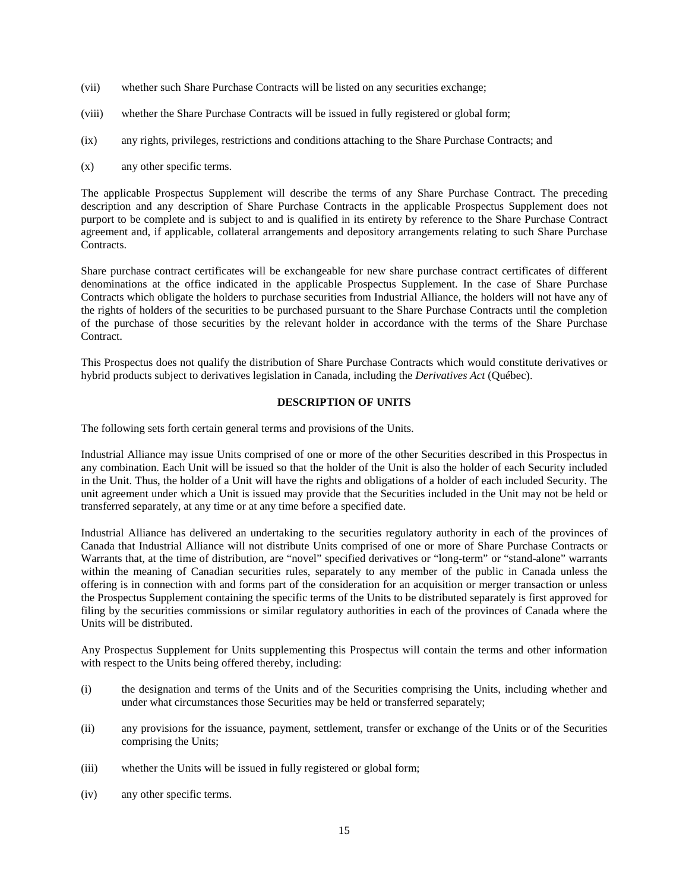(vii) whether such Share Purchase Contracts will be listed on any securities exchange;

(viii) whether the Share Purchase Contracts will be issued in fully registered or global form;

(ix) any rights, privileges, restrictions and conditions attaching to the Share Purchase Contracts; and

(x) any other specific terms.

The applicable Prospectus Supplement will describe the terms of any Share Purchase Contract. The preceding description and any description of Share Purchase Contracts in the applicable Prospectus Supplement does not purport to be complete and is subject to and is qualified in its entirety by reference to the Share Purchase Contract agreement and, if applicable, collateral arrangements and depository arrangements relating to such Share Purchase Contracts.

Share purchase contract certificates will be exchangeable for new share purchase contract certificates of different denominations at the office indicated in the applicable Prospectus Supplement. In the case of Share Purchase Contracts which obligate the holders to purchase securities from Industrial Alliance, the holders will not have any of the rights of holders of the securities to be purchased pursuant to the Share Purchase Contracts until the completion of the purchase of those securities by the relevant holder in accordance with the terms of the Share Purchase Contract.

This Prospectus does not qualify the distribution of Share Purchase Contracts which would constitute derivatives or hybrid products subject to derivatives legislation in Canada, including the *Derivatives Act* (Québec).

## DESCRIPTION OF UNITS

The following sets forth certain general terms and provisions of the Units.

Industrial Alliance may issue Units comprised of one or more of the other Securities described in this Prospectus in any combination. Each Unit will be issued so that the holder of the Unit is also the holder of each Security included in the Unit. Thus, the holder of a Unit will have the rights and obligations of a holder of each included Security. The unit agreement under which a Unit is issued may provide that the Securities included in the Unit may not be held or transferred separately, at any time or at any time before a specified date.

Industrial Alliance has delivered an undertaking to the securities regulatory authority in each of the provinces of Canada that Industrial Alliance will not distribute Units comprised of one or more of Share Purchase Contracts or Warrants that, at the time of distribution, are "novel" specified derivatives or "long-term" or "stand-alone" warrants within the meaning of Canadian securities rules, separately to any member of the public in Canada unless the offering is in connection with and forms part of the consideration for an acquisition or merger transaction or unless the Prospectus Supplement containing the specific terms of the Units to be distributed separately is first approved for filing by the securities commissions or similar regulatory authorities in each of the provinces of Canada where the Units will be distributed.

Any Prospectus Supplement for Units supplementing this Prospectus will contain the terms and other information with respect to the Units being offered thereby, including:

(i) the designation and terms of the Units and of the Securities comprising the Units, including whether and under what circumstances those Securities may be held or transferred separately;

(ii) any provisions for the issuance, payment, settlement, transfer or exchange of the Units or of the Securities comprising the Units;

(iii) whether the Units will be issued in fully registered or global form;

(iv) any other specific terms.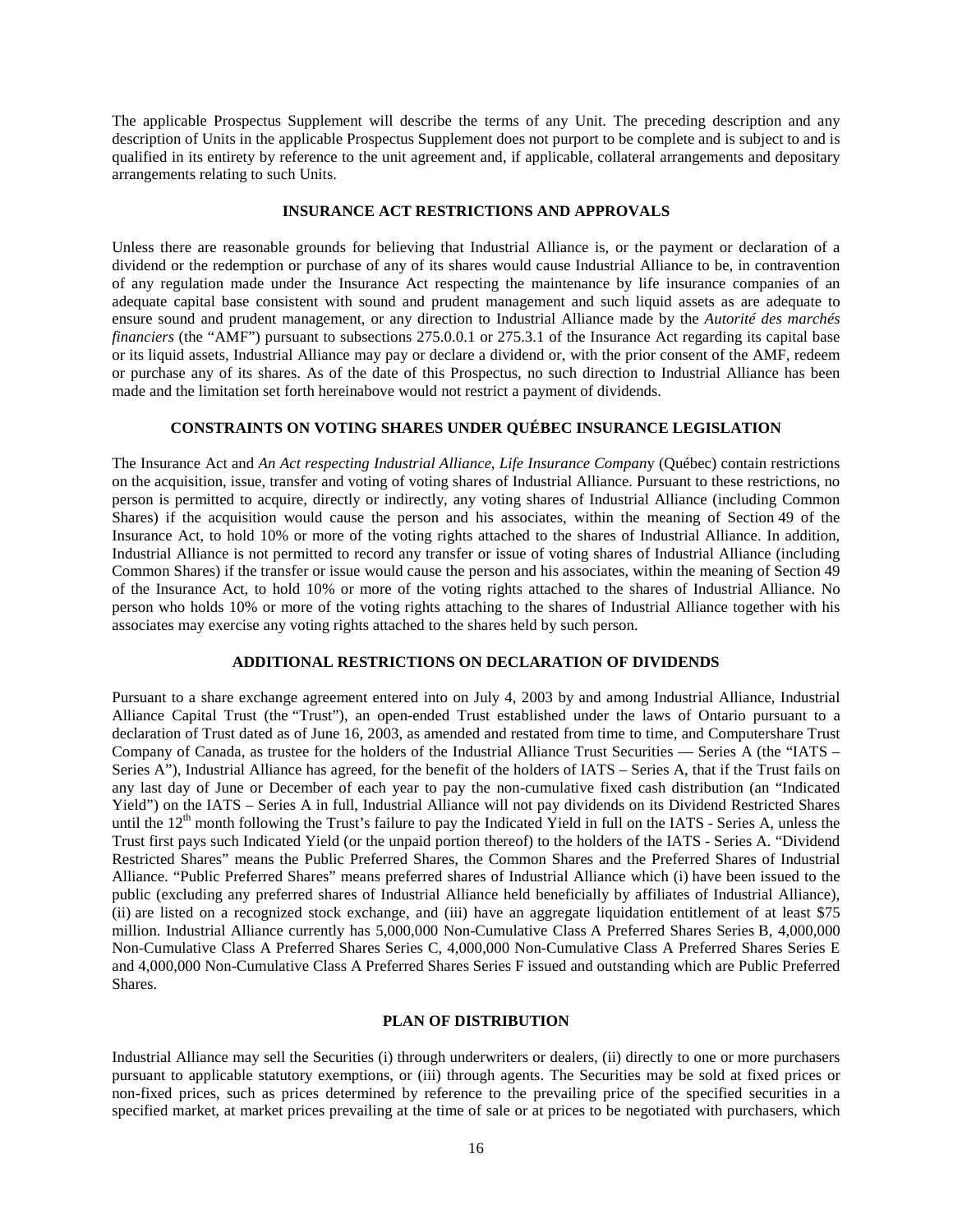The applicable Prospectus Supplement will describe the terms of any Unit. The preceding description and any description of Units in the applicable Prospectus Supplement does not purport to be complete and is subject to and is qualified in its entirety by reference to the unit agreement and, if applicable, collateral arrangements and depositary arrangements relating to such Units.

## INSURANCE ACT RESTRICTIONS AND APPROVALS

Unless there are reasonable grounds for believing that Industrial Alliance is, or the payment or declaration of a dividend or the redemption or purchase of any of its shares would cause Industrial Alliance to be, in contravention of any regulation made under the Insurance Act respecting the maintenance by life insurance companies of an adequate capital base consistent with sound and prudent management and such liquid assets as are adequate to ensure sound and prudent management, or any direction to Industrial Alliance made by the *Autorité des marchés financiers* (the "AMF") pursuant to subsections 275.0.0.1 or 275.3.1 of the Insurance Act regarding its capital base or its liquid assets, Industrial Alliance may pay or declare a dividend or, with the prior consent of the AMF, redeem or purchase any of its shares. As of the date of this Prospectus, no such direction to Industrial Alliance has been made and the limitation set forth hereinabove would not restrict a payment of dividends.

## CONSTRAINTS ON VOTING SHARES UNDER QUÉBEC INSURANCE LEGISLATION

The Insurance Act and *An Act respecting Industrial Alliance, Life Insurance Company* (Québec) contain restrictions on the acquisition, issue, transfer and voting of voting shares of Industrial Alliance. Pursuant to these restrictions, no person is permitted to acquire, directly or indirectly, any voting shares of Industrial Alliance (including Common Shares) if the acquisition would cause the person and his associates, within the meaning of Section 49 of the Insurance Act, to hold 10% or more of the voting rights attached to the shares of Industrial Alliance. In addition, Industrial Alliance is not permitted to record any transfer or issue of voting shares of Industrial Alliance (including Common Shares) if the transfer or issue would cause the person and his associates, within the meaning of Section 49 of the Insurance Act, to hold 10% or more of the voting rights attached to the shares of Industrial Alliance. No person who holds 10% or more of the voting rights attaching to the shares of Industrial Alliance together with his associates may exercise any voting rights attached to the shares held by such person.

## ADDITIONAL RESTRICTIONS ON DECLARATION OF DIVIDENDS

Pursuant to a share exchange agreement entered into on July 4, 2003 by and among Industrial Alliance, Industrial Alliance Capital Trust (the "Trust"), an open-ended Trust established under the laws of Ontario pursuant to a declaration of Trust dated as of June 16, 2003, as amended and restated from time to time, and Computershare Trust Company of Canada, as trustee for the holders of the Industrial Alliance Trust Securities — Series A (the "IATS – Series A"), Industrial Alliance has agreed, for the benefit of the holders of IATS – Series A, that if the Trust fails on any last day of June or December of each year to pay the non-cumulative fixed cash distribution (an "Indicated Yield") on the IATS – Series A in full, Industrial Alliance will not pay dividends on its Dividend Restricted Shares until the 12th month following the Trust's failure to pay the Indicated Yield in full on the IATS - Series A, unless the Trust first pays such Indicated Yield (or the unpaid portion thereof) to the holders of the IATS - Series A. "Dividend Restricted Shares" means the Public Preferred Shares, the Common Shares and the Preferred Shares of Industrial Alliance. "Public Preferred Shares" means preferred shares of Industrial Alliance which (i) have been issued to the public (excluding any preferred shares of Industrial Alliance held beneficially by affiliates of Industrial Alliance), (ii) are listed on a recognized stock exchange, and (iii) have an aggregate liquidation entitlement of at least $75 million. Industrial Alliance currently has 5,000,000 Non-Cumulative Class A Preferred Shares Series B, 4,000,000 Non-Cumulative Class A Preferred Shares Series C, 4,000,000 Non-Cumulative Class A Preferred Shares Series E and 4,000,000 Non-Cumulative Class A Preferred Shares Series F issued and outstanding which are Public Preferred Shares.

## PLAN OF DISTRIBUTION

Industrial Alliance may sell the Securities (i) through underwriters or dealers, (ii) directly to one or more purchasers pursuant to applicable statutory exemptions, or (iii) through agents. The Securities may be sold at fixed prices or non-fixed prices, such as prices determined by reference to the prevailing price of the specified securities in a specified market, at market prices prevailing at the time of sale or at prices to be negotiated with purchasers, which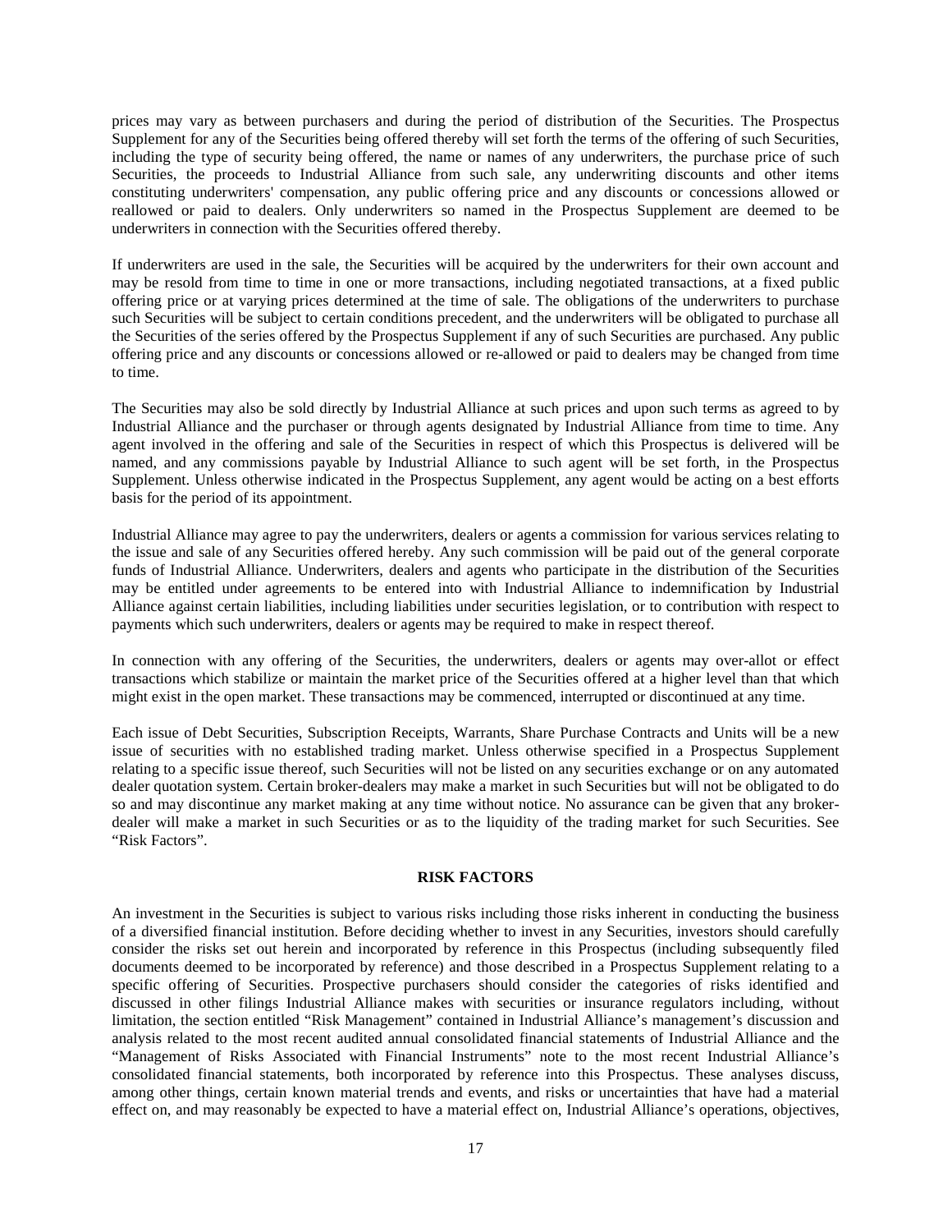prices may vary as between purchasers and during the period of distribution of the Securities. The Prospectus Supplement for any of the Securities being offered thereby will set forth the terms of the offering of such Securities, including the type of security being offered, the name or names of any underwriters, the purchase price of such Securities, the proceeds to Industrial Alliance from such sale, any underwriting discounts and other items constituting underwriters' compensation, any public offering price and any discounts or concessions allowed or reallowed or paid to dealers. Only underwriters so named in the Prospectus Supplement are deemed to be underwriters in connection with the Securities offered thereby.

If underwriters are used in the sale, the Securities will be acquired by the underwriters for their own account and may be resold from time to time in one or more transactions, including negotiated transactions, at a fixed public offering price or at varying prices determined at the time of sale. The obligations of the underwriters to purchase such Securities will be subject to certain conditions precedent, and the underwriters will be obligated to purchase all the Securities of the series offered by the Prospectus Supplement if any of such Securities are purchased. Any public offering price and any discounts or concessions allowed or re-allowed or paid to dealers may be changed from time to time.

The Securities may also be sold directly by Industrial Alliance at such prices and upon such terms as agreed to by Industrial Alliance and the purchaser or through agents designated by Industrial Alliance from time to time. Any agent involved in the offering and sale of the Securities in respect of which this Prospectus is delivered will be named, and any commissions payable by Industrial Alliance to such agent will be set forth, in the Prospectus Supplement. Unless otherwise indicated in the Prospectus Supplement, any agent would be acting on a best efforts basis for the period of its appointment.

Industrial Alliance may agree to pay the underwriters, dealers or agents a commission for various services relating to the issue and sale of any Securities offered hereby. Any such commission will be paid out of the general corporate funds of Industrial Alliance. Underwriters, dealers and agents who participate in the distribution of the Securities may be entitled under agreements to be entered into with Industrial Alliance to indemnification by Industrial Alliance against certain liabilities, including liabilities under securities legislation, or to contribution with respect to payments which such underwriters, dealers or agents may be required to make in respect thereof.

In connection with any offering of the Securities, the underwriters, dealers or agents may over-allot or effect transactions which stabilize or maintain the market price of the Securities offered at a higher level than that which might exist in the open market. These transactions may be commenced, interrupted or discontinued at any time.

Each issue of Debt Securities, Subscription Receipts, Warrants, Share Purchase Contracts and Units will be a new issue of securities with no established trading market. Unless otherwise specified in a Prospectus Supplement relating to a specific issue thereof, such Securities will not be listed on any securities exchange or on any automated dealer quotation system. Certain broker-dealers may make a market in such Securities but will not be obligated to do so and may discontinue any market making at any time without notice. No assurance can be given that any broker-dealer will make a market in such Securities or as to the liquidity of the trading market for such Securities. See "Risk Factors".

## RISK FACTORS

An investment in the Securities is subject to various risks including those risks inherent in conducting the business of a diversified financial institution. Before deciding whether to invest in any Securities, investors should carefully consider the risks set out herein and incorporated by reference in this Prospectus (including subsequently filed documents deemed to be incorporated by reference) and those described in a Prospectus Supplement relating to a specific offering of Securities. Prospective purchasers should consider the categories of risks identified and discussed in other filings Industrial Alliance makes with securities or insurance regulators including, without limitation, the section entitled "Risk Management" contained in Industrial Alliance's management's discussion and analysis related to the most recent audited annual consolidated financial statements of Industrial Alliance and the "Management of Risks Associated with Financial Instruments" note to the most recent Industrial Alliance's consolidated financial statements, both incorporated by reference into this Prospectus. These analyses discuss, among other things, certain known material trends and events, and risks or uncertainties that have had a material effect on, and may reasonably be expected to have a material effect on, Industrial Alliance's operations, objectives,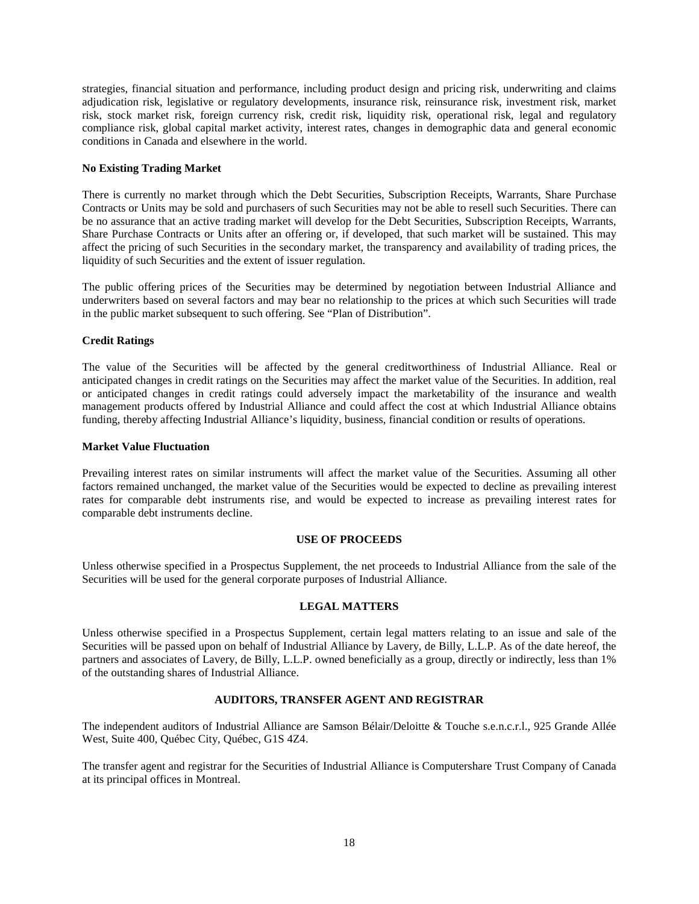strategies, financial situation and performance, including product design and pricing risk, underwriting and claims adjudication risk, legislative or regulatory developments, insurance risk, reinsurance risk, investment risk, market risk, stock market risk, foreign currency risk, credit risk, liquidity risk, operational risk, legal and regulatory compliance risk, global capital market activity, interest rates, changes in demographic data and general economic conditions in Canada and elsewhere in the world.

**No Existing Trading Market**

There is currently no market through which the Debt Securities, Subscription Receipts, Warrants, Share Purchase Contracts or Units may be sold and purchasers of such Securities may not be able to resell such Securities. There can be no assurance that an active trading market will develop for the Debt Securities, Subscription Receipts, Warrants, Share Purchase Contracts or Units after an offering or, if developed, that such market will be sustained. This may affect the pricing of such Securities in the secondary market, the transparency and availability of trading prices, the liquidity of such Securities and the extent of issuer regulation.

The public offering prices of the Securities may be determined by negotiation between Industrial Alliance and underwriters based on several factors and may bear no relationship to the prices at which such Securities will trade in the public market subsequent to such offering. See "Plan of Distribution".

**Credit Ratings**

The value of the Securities will be affected by the general creditworthiness of Industrial Alliance. Real or anticipated changes in credit ratings on the Securities may affect the market value of the Securities. In addition, real or anticipated changes in credit ratings could adversely impact the marketability of the insurance and wealth management products offered by Industrial Alliance and could affect the cost at which Industrial Alliance obtains funding, thereby affecting Industrial Alliance's liquidity, business, financial condition or results of operations.

**Market Value Fluctuation**

Prevailing interest rates on similar instruments will affect the market value of the Securities. Assuming all other factors remained unchanged, the market value of the Securities would be expected to decline as prevailing interest rates for comparable debt instruments rise, and would be expected to increase as prevailing interest rates for comparable debt instruments decline.

## USE OF PROCEEDS

Unless otherwise specified in a Prospectus Supplement, the net proceeds to Industrial Alliance from the sale of the Securities will be used for the general corporate purposes of Industrial Alliance.

## LEGAL MATTERS

Unless otherwise specified in a Prospectus Supplement, certain legal matters relating to an issue and sale of the Securities will be passed upon on behalf of Industrial Alliance by Lavery, de Billy, L.L.P. As of the date hereof, the partners and associates of Lavery, de Billy, L.L.P. owned beneficially as a group, directly or indirectly, less than 1% of the outstanding shares of Industrial Alliance.

## AUDITORS, TRANSFER AGENT AND REGISTRAR

The independent auditors of Industrial Alliance are Samson Bélair/Deloitte & Touche s.e.n.c.r.l., 925 Grande Allée West, Suite 400, Québec City, Québec, G1S 4Z4.

The transfer agent and registrar for the Securities of Industrial Alliance is Computershare Trust Company of Canada at its principal offices in Montreal.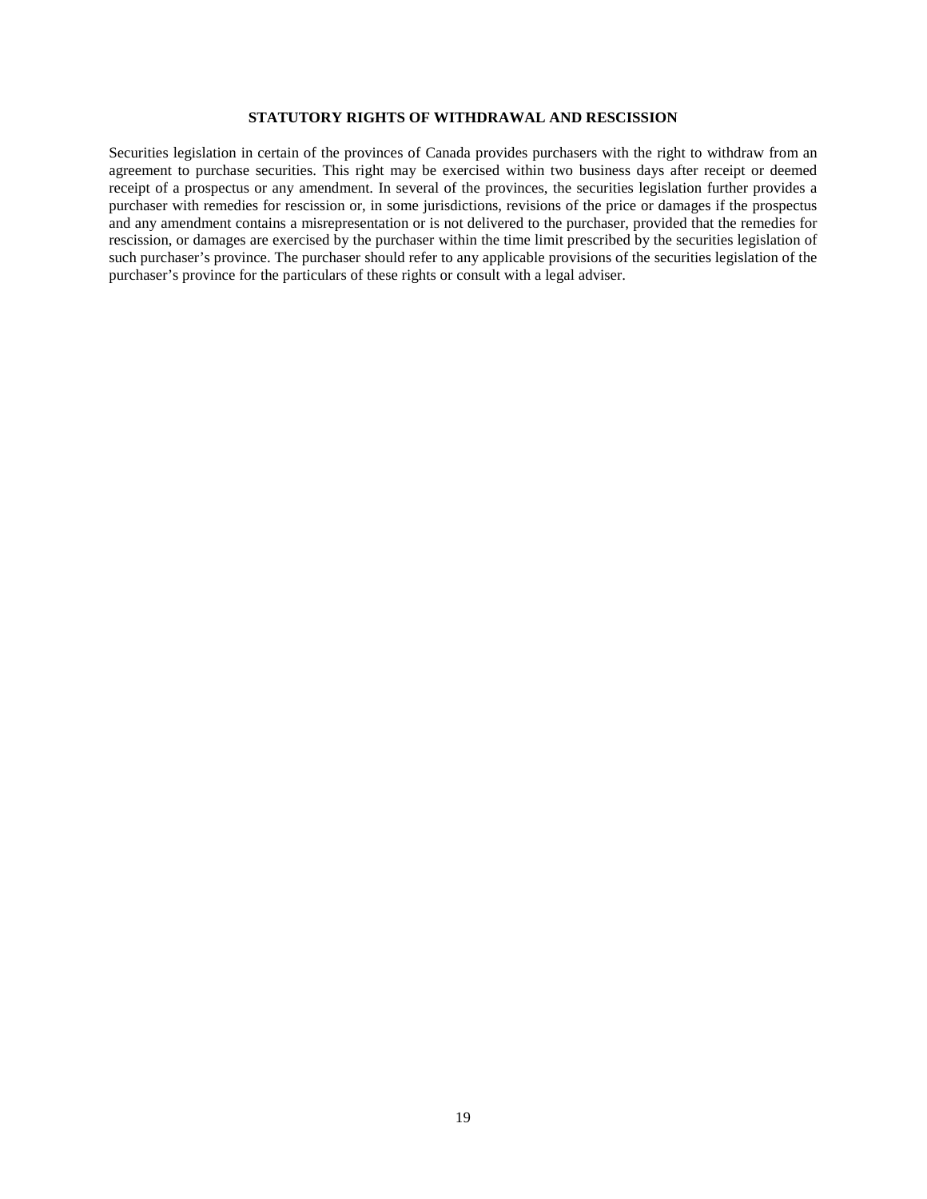## STATUTORY RIGHTS OF WITHDRAWAL AND RESCISSION

Securities legislation in certain of the provinces of Canada provides purchasers with the right to withdraw from an agreement to purchase securities. This right may be exercised within two business days after receipt or deemed receipt of a prospectus or any amendment. In several of the provinces, the securities legislation further provides a purchaser with remedies for rescission or, in some jurisdictions, revisions of the price or damages if the prospectus and any amendment contains a misrepresentation or is not delivered to the purchaser, provided that the remedies for rescission, or damages are exercised by the purchaser within the time limit prescribed by the securities legislation of such purchaser's province. The purchaser should refer to any applicable provisions of the securities legislation of the purchaser's province for the particulars of these rights or consult with a legal adviser.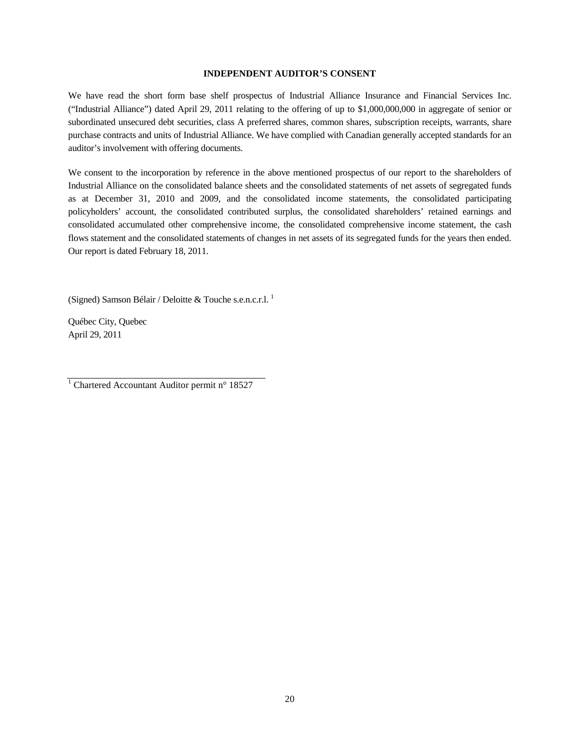**INDEPENDENT AUDITOR'S CONSENT**

We have read the short form base shelf prospectus of Industrial Alliance Insurance and Financial Services Inc. ("Industrial Alliance") dated April 29, 2011 relating to the offering of up to $1,000,000,000 in aggregate of senior or subordinated unsecured debt securities, class A preferred shares, common shares, subscription receipts, warrants, share purchase contracts and units of Industrial Alliance. We have complied with Canadian generally accepted standards for an auditor's involvement with offering documents.

We consent to the incorporation by reference in the above mentioned prospectus of our report to the shareholders of Industrial Alliance on the consolidated balance sheets and the consolidated statements of net assets of segregated funds as at December 31, 2010 and 2009, and the consolidated income statements, the consolidated participating policyholders' account, the consolidated contributed surplus, the consolidated shareholders' retained earnings and consolidated accumulated other comprehensive income, the consolidated comprehensive income statement, the cash flows statement and the consolidated statements of changes in net assets of its segregated funds for the years then ended. Our report is dated February 18, 2011.

(Signed) Samson Bélair / Deloitte & Touche s.e.n.c.r.l. [1]

Québec City, Quebec
April 29, 2011

[1] Chartered Accountant Auditor permit n° 18527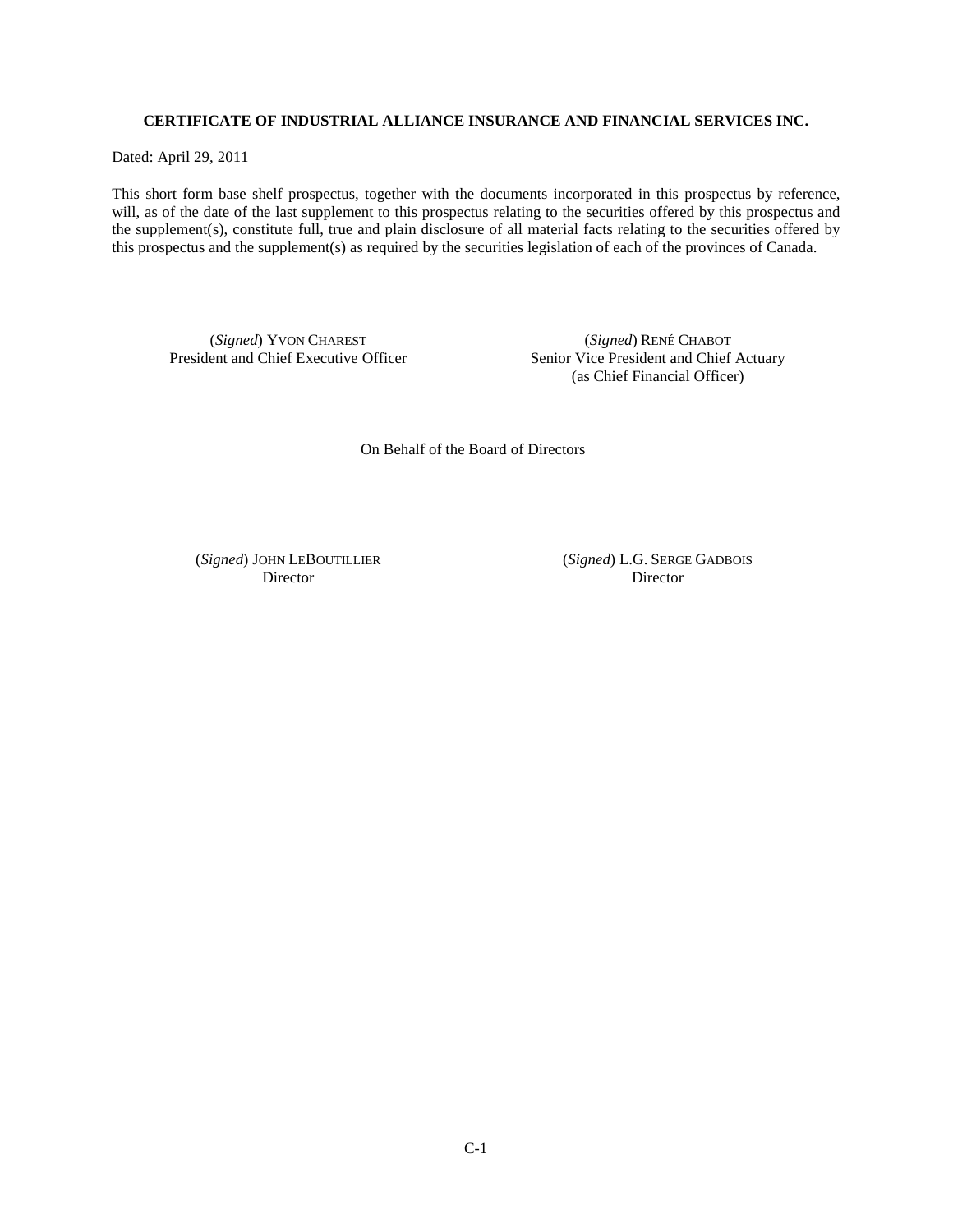**CERTIFICATE OF INDUSTRIAL ALLIANCE INSURANCE AND FINANCIAL SERVICES INC.**

Dated: April 29, 2011

This short form base shelf prospectus, together with the documents incorporated in this prospectus by reference, will, as of the date of the last supplement to this prospectus relating to the securities offered by this prospectus and the supplement(s), constitute full, true and plain disclosure of all material facts relating to the securities offered by this prospectus and the supplement(s) as required by the securities legislation of each of the provinces of Canada.

(*Signed*) YVON CHAREST
President and Chief Executive Officer

(*Signed*) RENÉ CHABOT
Senior Vice President and Chief Actuary
(as Chief Financial Officer)

On Behalf of the Board of Directors

(*Signed*) JOHN LEBOUTILLIER
Director

(*Signed*) L.G. SERGE GADBOIS
Director